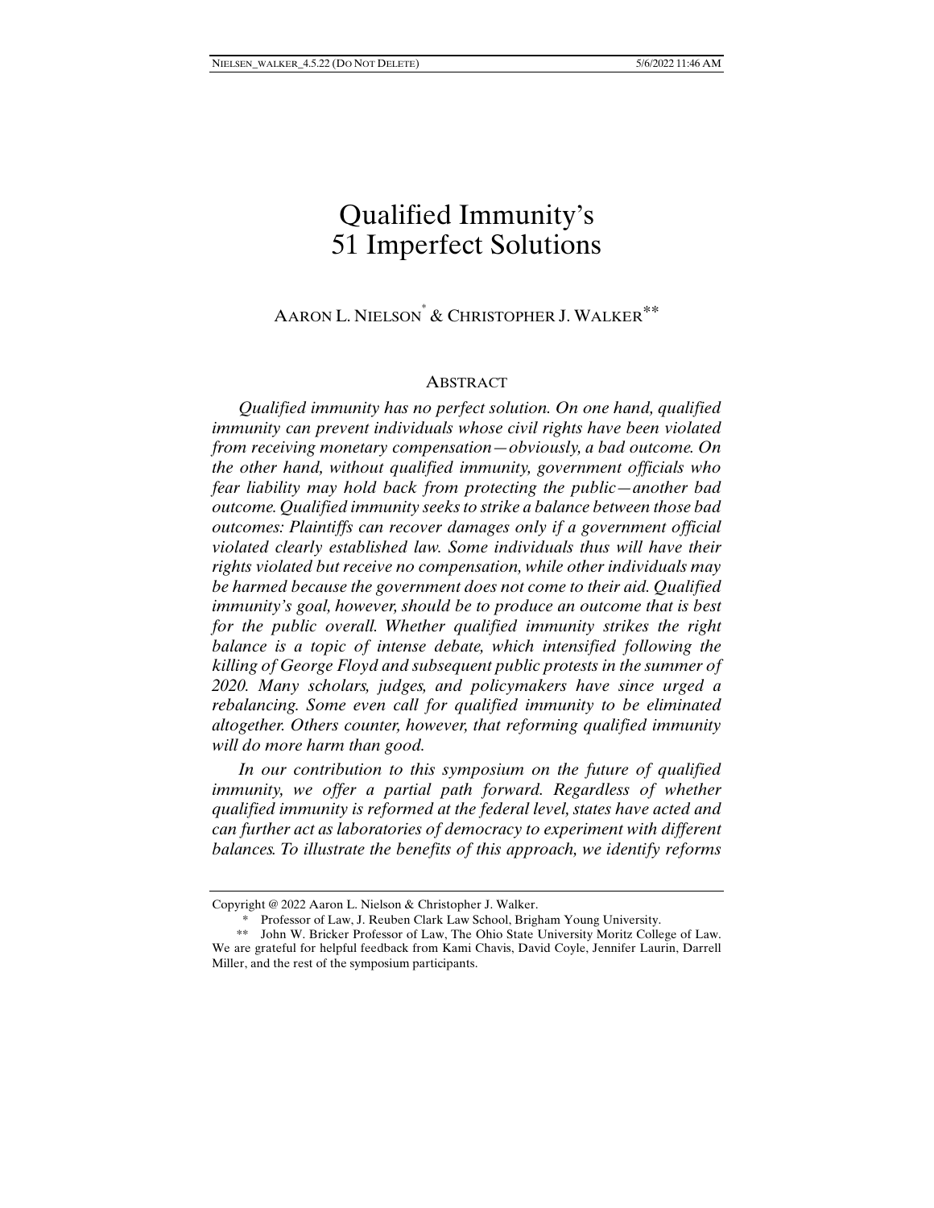# Qualified Immunity's 51 Imperfect Solutions

AARON L. NIELSON[*] & CHRISTOPHER J. WALKER[**]

## ABSTRACT

*Qualified immunity has no perfect solution. On one hand, qualified immunity can prevent individuals whose civil rights have been violated from receiving monetary compensation—obviously, a bad outcome. On the other hand, without qualified immunity, government officials who fear liability may hold back from protecting the public—another bad outcome. Qualified immunity seeks to strike a balance between those bad outcomes: Plaintiffs can recover damages only if a government official violated clearly established law. Some individuals thus will have their rights violated but receive no compensation, while other individuals may be harmed because the government does not come to their aid. Qualified immunity's goal, however, should be to produce an outcome that is best for the public overall. Whether qualified immunity strikes the right balance is a topic of intense debate, which intensified following the killing of George Floyd and subsequent public protests in the summer of 2020. Many scholars, judges, and policymakers have since urged a rebalancing. Some even call for qualified immunity to be eliminated altogether. Others counter, however, that reforming qualified immunity will do more harm than good.*

*In our contribution to this symposium on the future of qualified immunity, we offer a partial path forward. Regardless of whether qualified immunity is reformed at the federal level, states have acted and can further act as laboratories of democracy to experiment with different balances. To illustrate the benefits of this approach, we identify reforms*

---

Copyright @ 2022 Aaron L. Nielson & Christopher J. Walker.

[*] Professor of Law, J. Reuben Clark Law School, Brigham Young University.

[**] John W. Bricker Professor of Law, The Ohio State University Moritz College of Law. We are grateful for helpful feedback from Kami Chavis, David Coyle, Jennifer Laurin, Darrell Miller, and the rest of the symposium participants.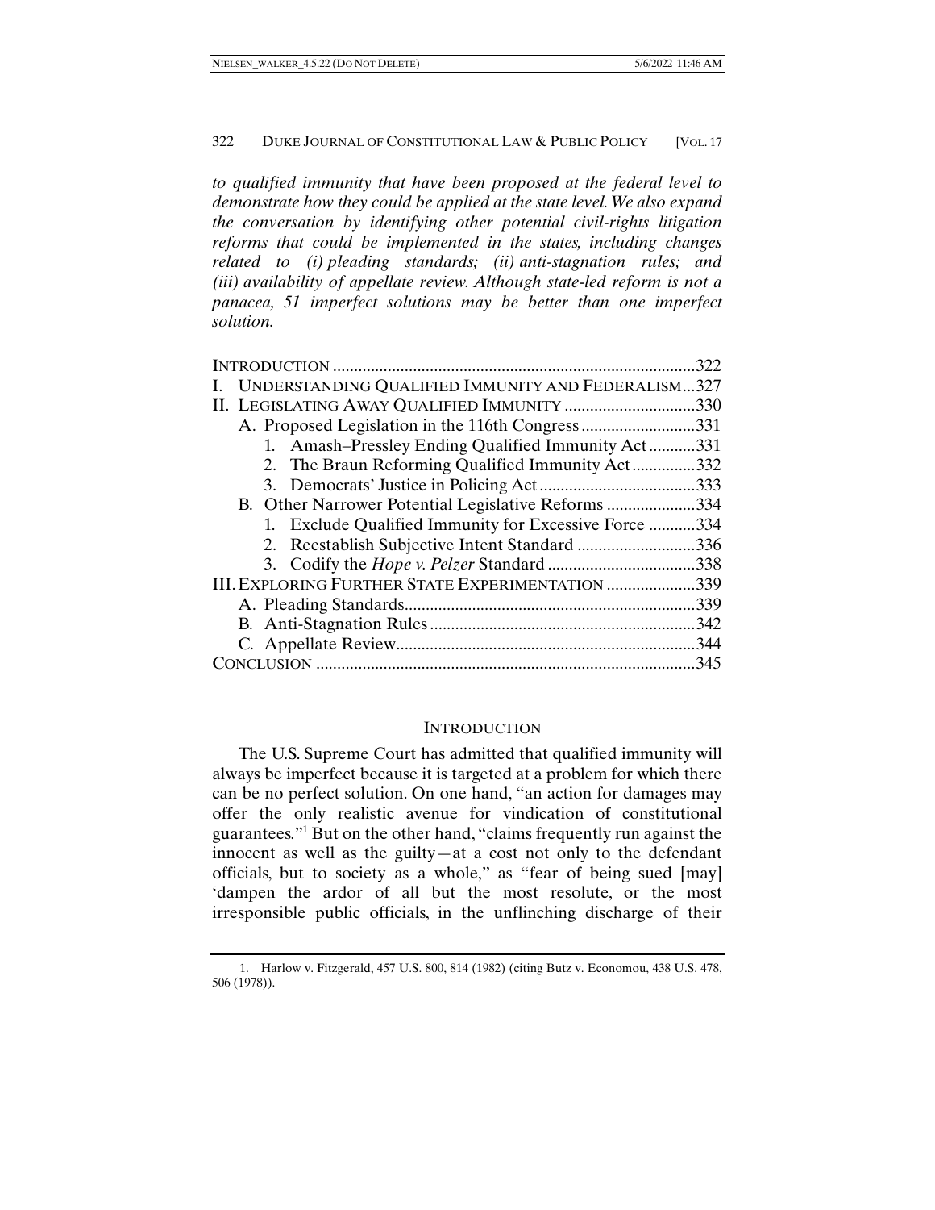*to qualified immunity that have been proposed at the federal level to demonstrate how they could be applied at the state level. We also expand the conversation by identifying other potential civil-rights litigation reforms that could be implemented in the states, including changes related to (i) pleading standards; (ii) anti-stagnation rules; and (iii) availability of appellate review. Although state-led reform is not a panacea, 51 imperfect solutions may be better than one imperfect solution.*

INTRODUCTION .....................................................................................322
I. UNDERSTANDING QUALIFIED IMMUNITY AND FEDERALISM...327
II. LEGISLATING AWAY QUALIFIED IMMUNITY ...............................330
  A. Proposed Legislation in the 116th Congress ...........................331
    1. Amash–Pressley Ending Qualified Immunity Act ...........331
    2. The Braun Reforming Qualified Immunity Act ...............332
    3. Democrats' Justice in Policing Act .....................................333
  B. Other Narrower Potential Legislative Reforms .....................334
    1. Exclude Qualified Immunity for Excessive Force ...........334
    2. Reestablish Subjective Intent Standard ............................336
    3. Codify the *Hope v. Pelzer* Standard ...................................338
III. EXPLORING FURTHER STATE EXPERIMENTATION .....................339
  A. Pleading Standards....................................................................339
  B. Anti-Stagnation Rules ...............................................................342
  C. Appellate Review......................................................................344
CONCLUSION .........................................................................................345

## INTRODUCTION

The U.S. Supreme Court has admitted that qualified immunity will always be imperfect because it is targeted at a problem for which there can be no perfect solution. On one hand, "an action for damages may offer the only realistic avenue for vindication of constitutional guarantees."[1] But on the other hand, "claims frequently run against the innocent as well as the guilty—at a cost not only to the defendant officials, but to society as a whole," as "fear of being sued [may] 'dampen the ardor of all but the most resolute, or the most irresponsible public officials, in the unflinching discharge of their

1. Harlow v. Fitzgerald, 457 U.S. 800, 814 (1982) (citing Butz v. Economou, 438 U.S. 478, 506 (1978)).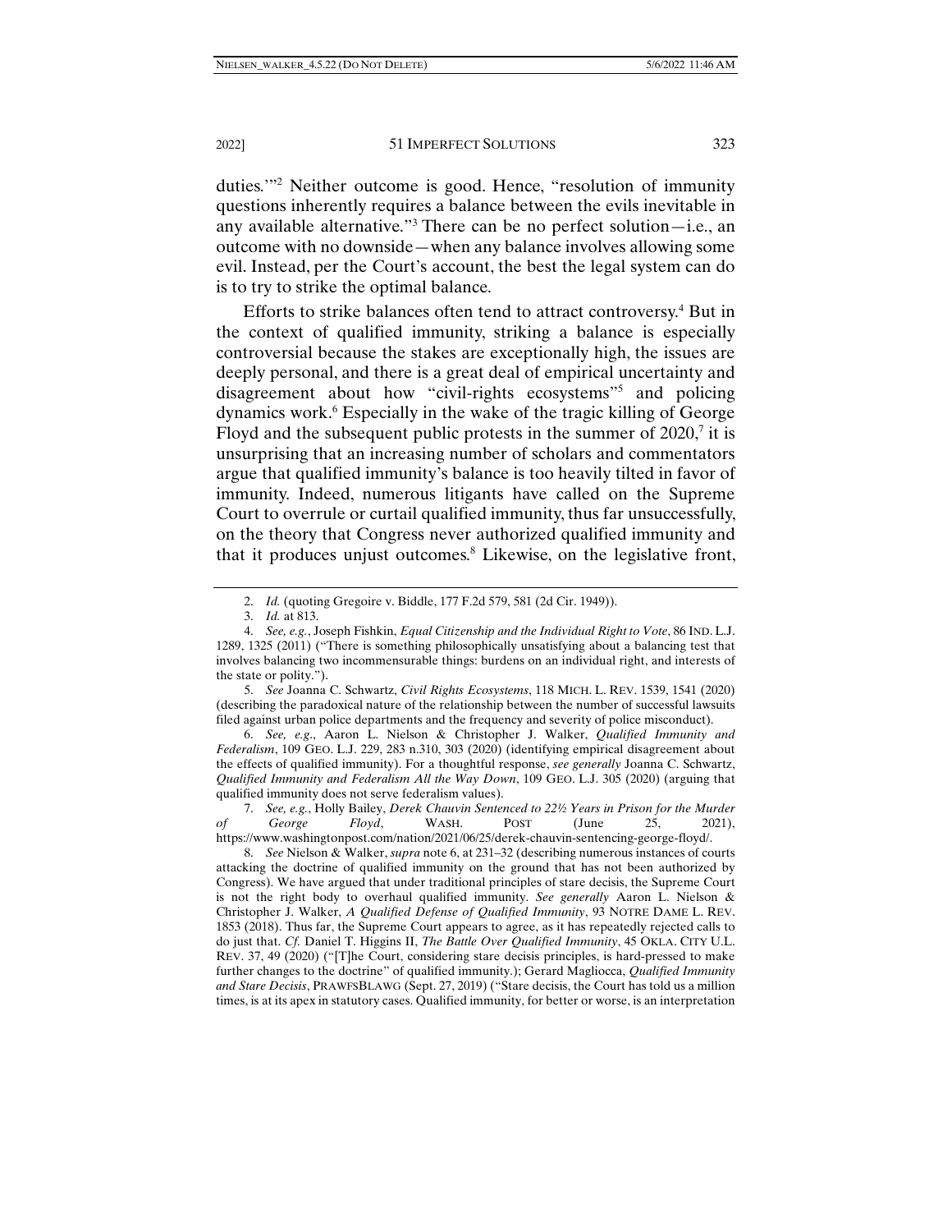duties.'"[2] Neither outcome is good. Hence, "resolution of immunity questions inherently requires a balance between the evils inevitable in any available alternative."[3] There can be no perfect solution—i.e., an outcome with no downside—when any balance involves allowing some evil. Instead, per the Court's account, the best the legal system can do is to try to strike the optimal balance.

Efforts to strike balances often tend to attract controversy.[4] But in the context of qualified immunity, striking a balance is especially controversial because the stakes are exceptionally high, the issues are deeply personal, and there is a great deal of empirical uncertainty and disagreement about how "civil-rights ecosystems"[5] and policing dynamics work.[6] Especially in the wake of the tragic killing of George Floyd and the subsequent public protests in the summer of 2020,[7] it is unsurprising that an increasing number of scholars and commentators argue that qualified immunity's balance is too heavily tilted in favor of immunity. Indeed, numerous litigants have called on the Supreme Court to overrule or curtail qualified immunity, thus far unsuccessfully, on the theory that Congress never authorized qualified immunity and that it produces unjust outcomes.[8] Likewise, on the legislative front,

---

2. *Id.* (quoting Gregoire v. Biddle, 177 F.2d 579, 581 (2d Cir. 1949)).

3. *Id.* at 813.

4. *See, e.g.*, Joseph Fishkin, *Equal Citizenship and the Individual Right to Vote*, 86 IND. L.J. 1289, 1325 (2011) ("There is something philosophically unsatisfying about a balancing test that involves balancing two incommensurable things: burdens on an individual right, and interests of the state or polity.").

5. *See* Joanna C. Schwartz, *Civil Rights Ecosystems*, 118 MICH. L. REV. 1539, 1541 (2020) (describing the paradoxical nature of the relationship between the number of successful lawsuits filed against urban police departments and the frequency and severity of police misconduct).

6. *See, e.g.*, Aaron L. Nielson & Christopher J. Walker, *Qualified Immunity and Federalism*, 109 GEO. L.J. 229, 283 n.310, 303 (2020) (identifying empirical disagreement about the effects of qualified immunity). For a thoughtful response, *see generally* Joanna C. Schwartz, *Qualified Immunity and Federalism All the Way Down*, 109 GEO. L.J. 305 (2020) (arguing that qualified immunity does not serve federalism values).

7. *See, e.g.*, Holly Bailey, *Derek Chauvin Sentenced to 22½ Years in Prison for the Murder of George Floyd*, WASH. POST (June 25, 2021), https://www.washingtonpost.com/nation/2021/06/25/derek-chauvin-sentencing-george-floyd/.

8. *See* Nielson & Walker, *supra* note 6, at 231–32 (describing numerous instances of courts attacking the doctrine of qualified immunity on the ground that has not been authorized by Congress). We have argued that under traditional principles of stare decisis, the Supreme Court is not the right body to overhaul qualified immunity. *See generally* Aaron L. Nielson & Christopher J. Walker, *A Qualified Defense of Qualified Immunity*, 93 NOTRE DAME L. REV. 1853 (2018). Thus far, the Supreme Court appears to agree, as it has repeatedly rejected calls to do just that. *Cf.* Daniel T. Higgins II, *The Battle Over Qualified Immunity*, 45 OKLA. CITY U.L. REV. 37, 49 (2020) ("[T]he Court, considering stare decisis principles, is hard-pressed to make further changes to the doctrine" of qualified immunity.); Gerard Magliocca, *Qualified Immunity and Stare Decisis*, PRAWFSBLAWG (Sept. 27, 2019) ("Stare decisis, the Court has told us a million times, is at its apex in statutory cases. Qualified immunity, for better or worse, is an interpretation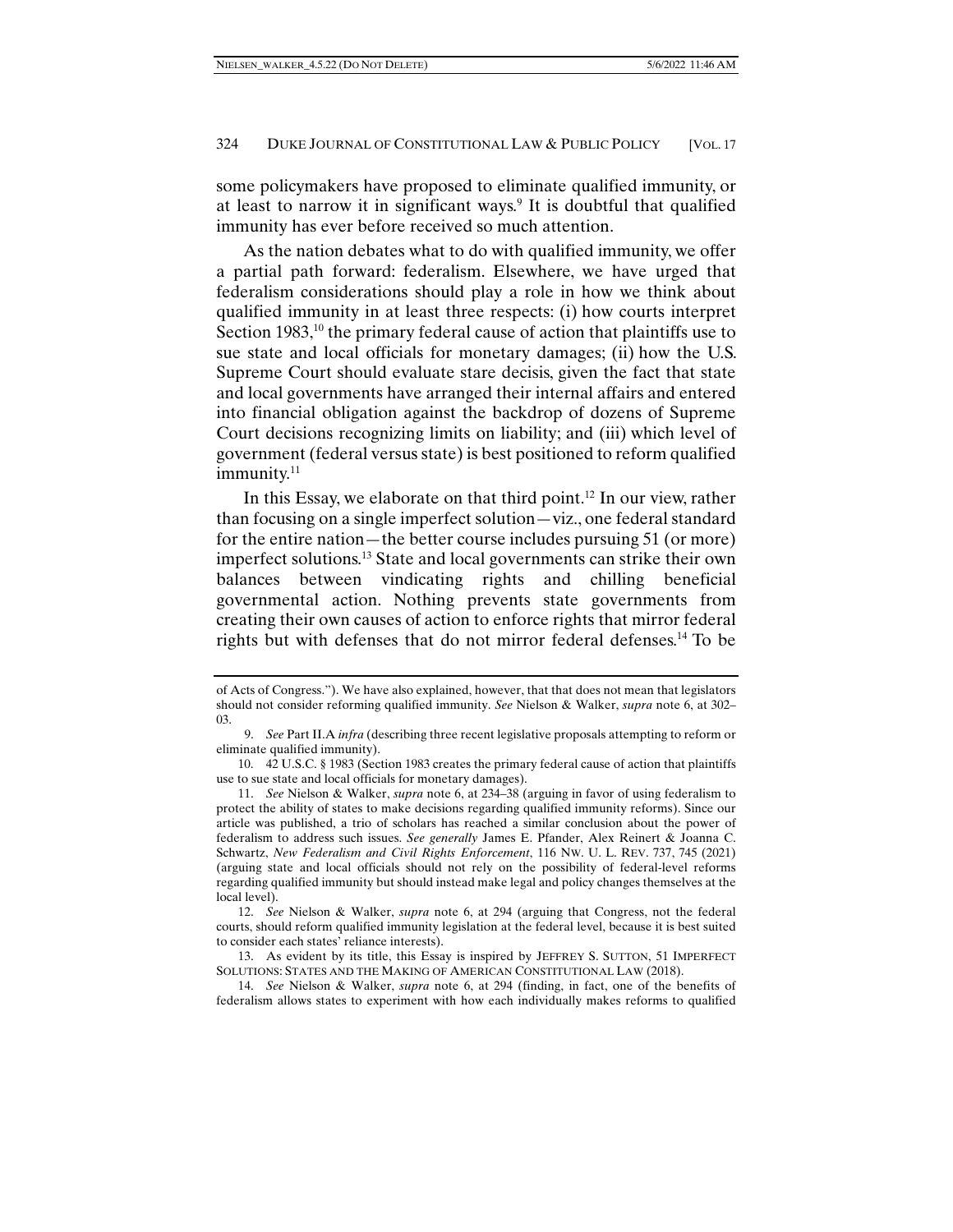some policymakers have proposed to eliminate qualified immunity, or at least to narrow it in significant ways.[9] It is doubtful that qualified immunity has ever before received so much attention.

As the nation debates what to do with qualified immunity, we offer a partial path forward: federalism. Elsewhere, we have urged that federalism considerations should play a role in how we think about qualified immunity in at least three respects: (i) how courts interpret Section 1983,[10] the primary federal cause of action that plaintiffs use to sue state and local officials for monetary damages; (ii) how the U.S. Supreme Court should evaluate stare decisis, given the fact that state and local governments have arranged their internal affairs and entered into financial obligation against the backdrop of dozens of Supreme Court decisions recognizing limits on liability; and (iii) which level of government (federal versus state) is best positioned to reform qualified immunity.[11]

In this Essay, we elaborate on that third point.[12] In our view, rather than focusing on a single imperfect solution—viz., one federal standard for the entire nation—the better course includes pursuing 51 (or more) imperfect solutions.[13] State and local governments can strike their own balances between vindicating rights and chilling beneficial governmental action. Nothing prevents state governments from creating their own causes of action to enforce rights that mirror federal rights but with defenses that do not mirror federal defenses.[14] To be

---

of Acts of Congress."). We have also explained, however, that that does not mean that legislators should not consider reforming qualified immunity. *See* Nielson & Walker, *supra* note 6, at 302–03.

9. *See* Part II.A *infra* (describing three recent legislative proposals attempting to reform or eliminate qualified immunity).

10. 42 U.S.C. § 1983 (Section 1983 creates the primary federal cause of action that plaintiffs use to sue state and local officials for monetary damages).

11. *See* Nielson & Walker, *supra* note 6, at 234–38 (arguing in favor of using federalism to protect the ability of states to make decisions regarding qualified immunity reforms). Since our article was published, a trio of scholars has reached a similar conclusion about the power of federalism to address such issues. *See generally* James E. Pfander, Alex Reinert & Joanna C. Schwartz, *New Federalism and Civil Rights Enforcement*, 116 NW. U. L. REV. 737, 745 (2021) (arguing state and local officials should not rely on the possibility of federal-level reforms regarding qualified immunity but should instead make legal and policy changes themselves at the local level).

12. *See* Nielson & Walker, *supra* note 6, at 294 (arguing that Congress, not the federal courts, should reform qualified immunity legislation at the federal level, because it is best suited to consider each states' reliance interests).

13. As evident by its title, this Essay is inspired by JEFFREY S. SUTTON, 51 IMPERFECT SOLUTIONS: STATES AND THE MAKING OF AMERICAN CONSTITUTIONAL LAW (2018).

14. *See* Nielson & Walker, *supra* note 6, at 294 (finding, in fact, one of the benefits of federalism allows states to experiment with how each individually makes reforms to qualified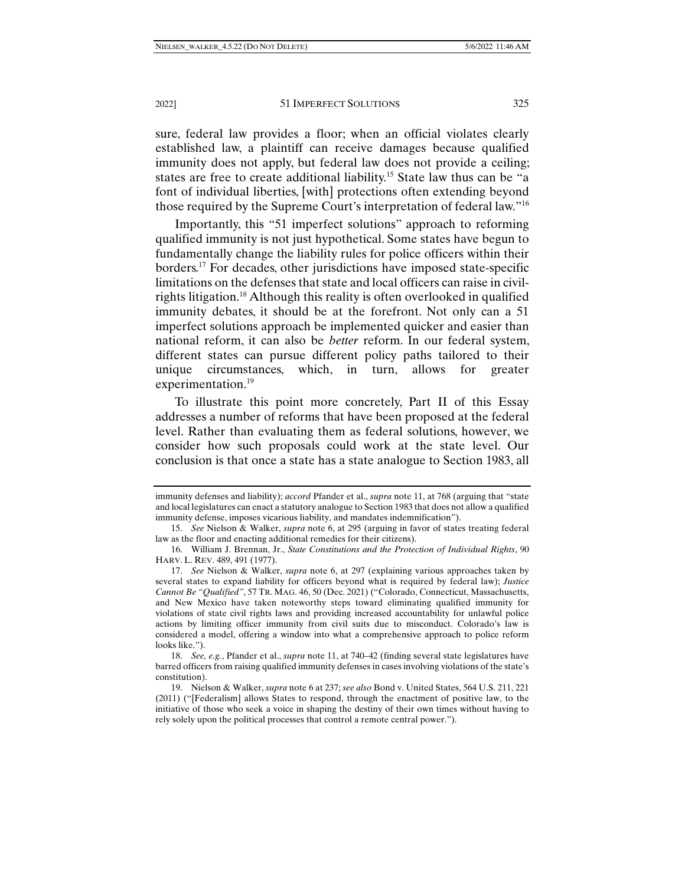sure, federal law provides a floor; when an official violates clearly established law, a plaintiff can receive damages because qualified immunity does not apply, but federal law does not provide a ceiling; states are free to create additional liability.[15] State law thus can be "a font of individual liberties, [with] protections often extending beyond those required by the Supreme Court's interpretation of federal law."[16]

Importantly, this "51 imperfect solutions" approach to reforming qualified immunity is not just hypothetical. Some states have begun to fundamentally change the liability rules for police officers within their borders.[17] For decades, other jurisdictions have imposed state-specific limitations on the defenses that state and local officers can raise in civil-rights litigation.[18] Although this reality is often overlooked in qualified immunity debates, it should be at the forefront. Not only can a 51 imperfect solutions approach be implemented quicker and easier than national reform, it can also be *better* reform. In our federal system, different states can pursue different policy paths tailored to their unique circumstances, which, in turn, allows for greater experimentation.[19]

To illustrate this point more concretely, Part II of this Essay addresses a number of reforms that have been proposed at the federal level. Rather than evaluating them as federal solutions, however, we consider how such proposals could work at the state level. Our conclusion is that once a state has a state analogue to Section 1983, all

---

immunity defenses and liability); *accord* Pfander et al., *supra* note 11, at 768 (arguing that "state and local legislatures can enact a statutory analogue to Section 1983 that does not allow a qualified immunity defense, imposes vicarious liability, and mandates indemnification").

15. *See* Nielson & Walker, *supra* note 6, at 295 (arguing in favor of states treating federal law as the floor and enacting additional remedies for their citizens).

16. William J. Brennan, Jr., *State Constitutions and the Protection of Individual Rights*, 90 HARV. L. REV. 489, 491 (1977).

17. *See* Nielson & Walker, *supra* note 6, at 297 (explaining various approaches taken by several states to expand liability for officers beyond what is required by federal law); *Justice Cannot Be "Qualified"*, 57 TR. MAG. 46, 50 (Dec. 2021) ("Colorado, Connecticut, Massachusetts, and New Mexico have taken noteworthy steps toward eliminating qualified immunity for violations of state civil rights laws and providing increased accountability for unlawful police actions by limiting officer immunity from civil suits due to misconduct. Colorado's law is considered a model, offering a window into what a comprehensive approach to police reform looks like.").

18. *See, e.g.*, Pfander et al., *supra* note 11, at 740–42 (finding several state legislatures have barred officers from raising qualified immunity defenses in cases involving violations of the state's constitution).

19. Nielson & Walker, *supra* note 6 at 237; *see also* Bond v. United States, 564 U.S. 211, 221 (2011) ("[Federalism] allows States to respond, through the enactment of positive law, to the initiative of those who seek a voice in shaping the destiny of their own times without having to rely solely upon the political processes that control a remote central power.").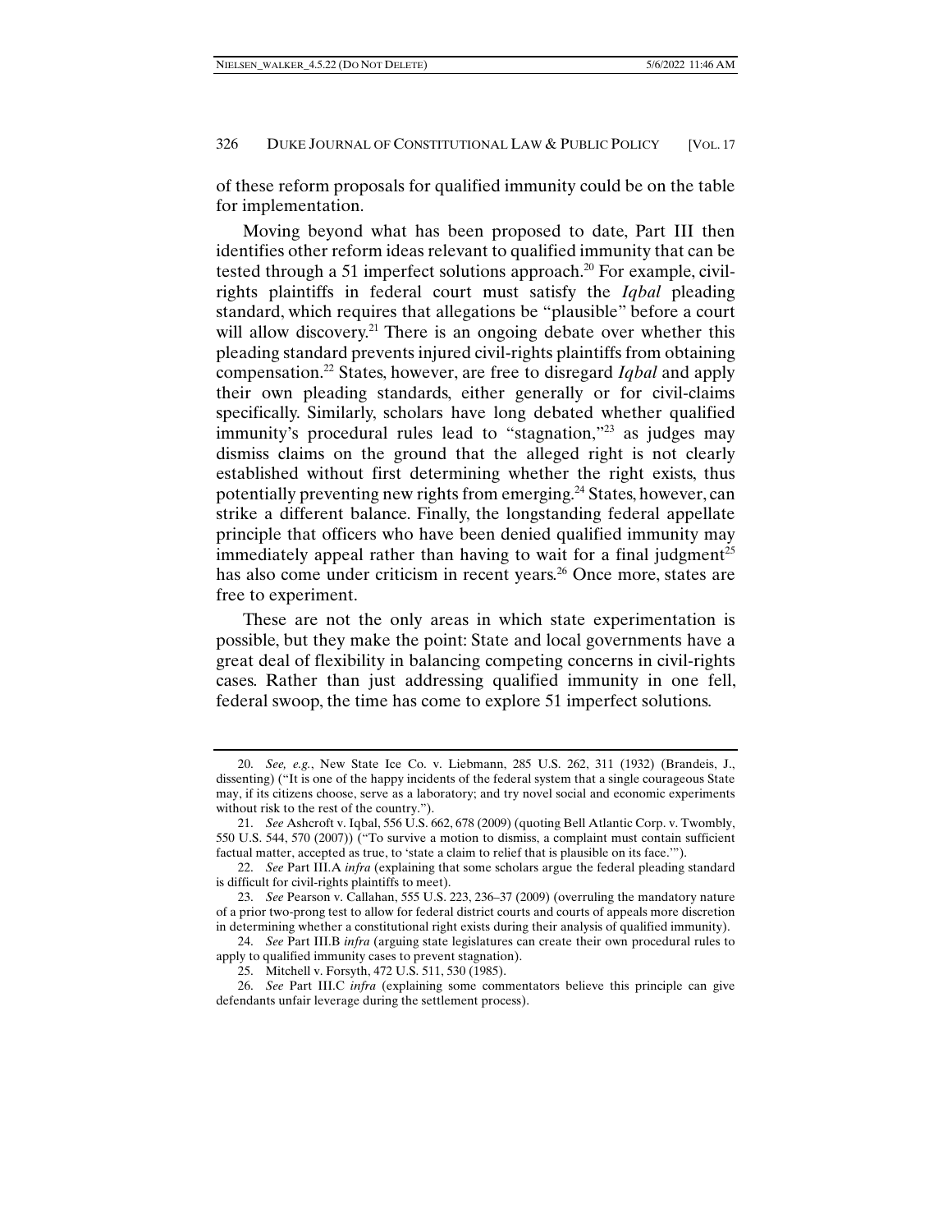of these reform proposals for qualified immunity could be on the table for implementation.

Moving beyond what has been proposed to date, Part III then identifies other reform ideas relevant to qualified immunity that can be tested through a 51 imperfect solutions approach.[20] For example, civil-rights plaintiffs in federal court must satisfy the *Iqbal* pleading standard, which requires that allegations be "plausible" before a court will allow discovery.[21] There is an ongoing debate over whether this pleading standard prevents injured civil-rights plaintiffs from obtaining compensation.[22] States, however, are free to disregard *Iqbal* and apply their own pleading standards, either generally or for civil-claims specifically. Similarly, scholars have long debated whether qualified immunity's procedural rules lead to "stagnation,"[23] as judges may dismiss claims on the ground that the alleged right is not clearly established without first determining whether the right exists, thus potentially preventing new rights from emerging.[24] States, however, can strike a different balance. Finally, the longstanding federal appellate principle that officers who have been denied qualified immunity may immediately appeal rather than having to wait for a final judgment[25] has also come under criticism in recent years.[26] Once more, states are free to experiment.

These are not the only areas in which state experimentation is possible, but they make the point: State and local governments have a great deal of flexibility in balancing competing concerns in civil-rights cases. Rather than just addressing qualified immunity in one fell, federal swoop, the time has come to explore 51 imperfect solutions.

---

20. *See, e.g.*, New State Ice Co. v. Liebmann, 285 U.S. 262, 311 (1932) (Brandeis, J., dissenting) ("It is one of the happy incidents of the federal system that a single courageous State may, if its citizens choose, serve as a laboratory; and try novel social and economic experiments without risk to the rest of the country.").

21. *See* Ashcroft v. Iqbal, 556 U.S. 662, 678 (2009) (quoting Bell Atlantic Corp. v. Twombly, 550 U.S. 544, 570 (2007)) ("To survive a motion to dismiss, a complaint must contain sufficient factual matter, accepted as true, to 'state a claim to relief that is plausible on its face.'").

22. *See* Part III.A *infra* (explaining that some scholars argue the federal pleading standard is difficult for civil-rights plaintiffs to meet).

23. *See* Pearson v. Callahan, 555 U.S. 223, 236–37 (2009) (overruling the mandatory nature of a prior two-prong test to allow for federal district courts and courts of appeals more discretion in determining whether a constitutional right exists during their analysis of qualified immunity).

24. *See* Part III.B *infra* (arguing state legislatures can create their own procedural rules to apply to qualified immunity cases to prevent stagnation).

25. Mitchell v. Forsyth, 472 U.S. 511, 530 (1985).

26. *See* Part III.C *infra* (explaining some commentators believe this principle can give defendants unfair leverage during the settlement process).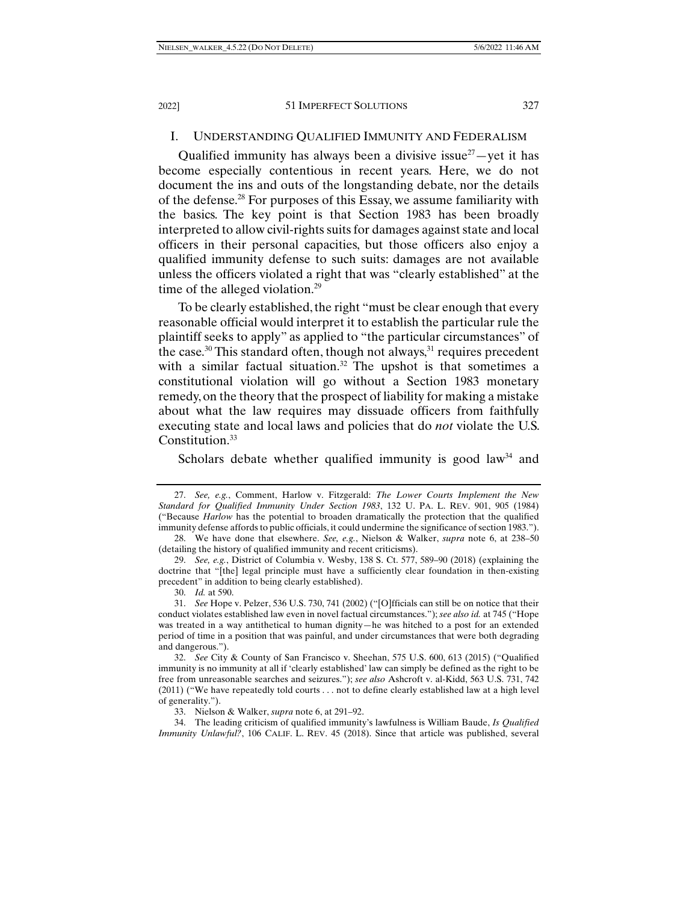## I. UNDERSTANDING QUALIFIED IMMUNITY AND FEDERALISM

Qualified immunity has always been a divisive issue[27]—yet it has become especially contentious in recent years. Here, we do not document the ins and outs of the longstanding debate, nor the details of the defense.[28] For purposes of this Essay, we assume familiarity with the basics. The key point is that Section 1983 has been broadly interpreted to allow civil-rights suits for damages against state and local officers in their personal capacities, but those officers also enjoy a qualified immunity defense to such suits: damages are not available unless the officers violated a right that was "clearly established" at the time of the alleged violation.[29]

To be clearly established, the right "must be clear enough that every reasonable official would interpret it to establish the particular rule the plaintiff seeks to apply" as applied to "the particular circumstances" of the case.[30] This standard often, though not always,[31] requires precedent with a similar factual situation.[32] The upshot is that sometimes a constitutional violation will go without a Section 1983 monetary remedy, on the theory that the prospect of liability for making a mistake about what the law requires may dissuade officers from faithfully executing state and local laws and policies that do *not* violate the U.S. Constitution.[33]

Scholars debate whether qualified immunity is good law[34] and

---

27. *See, e.g.*, Comment, Harlow v. Fitzgerald: *The Lower Courts Implement the New Standard for Qualified Immunity Under Section 1983*, 132 U. PA. L. REV. 901, 905 (1984) ("Because *Harlow* has the potential to broaden dramatically the protection that the qualified immunity defense affords to public officials, it could undermine the significance of section 1983.").

28. We have done that elsewhere. *See, e.g.*, Nielson & Walker, *supra* note 6, at 238–50 (detailing the history of qualified immunity and recent criticisms).

29. *See, e.g.*, District of Columbia v. Wesby, 138 S. Ct. 577, 589–90 (2018) (explaining the doctrine that "[the] legal principle must have a sufficiently clear foundation in then-existing precedent" in addition to being clearly established).

30. *Id.* at 590.

31. *See* Hope v. Pelzer, 536 U.S. 730, 741 (2002) ("[O]fficials can still be on notice that their conduct violates established law even in novel factual circumstances."); *see also id.* at 745 ("Hope was treated in a way antithetical to human dignity—he was hitched to a post for an extended period of time in a position that was painful, and under circumstances that were both degrading and dangerous.").

32. *See* City & County of San Francisco v. Sheehan, 575 U.S. 600, 613 (2015) ("Qualified immunity is no immunity at all if 'clearly established' law can simply be defined as the right to be free from unreasonable searches and seizures."); *see also* Ashcroft v. al-Kidd, 563 U.S. 731, 742 (2011) ("We have repeatedly told courts . . . not to define clearly established law at a high level of generality.").

33. Nielson & Walker, *supra* note 6, at 291–92.

34. The leading criticism of qualified immunity's lawfulness is William Baude, *Is Qualified Immunity Unlawful?*, 106 CALIF. L. REV. 45 (2018). Since that article was published, several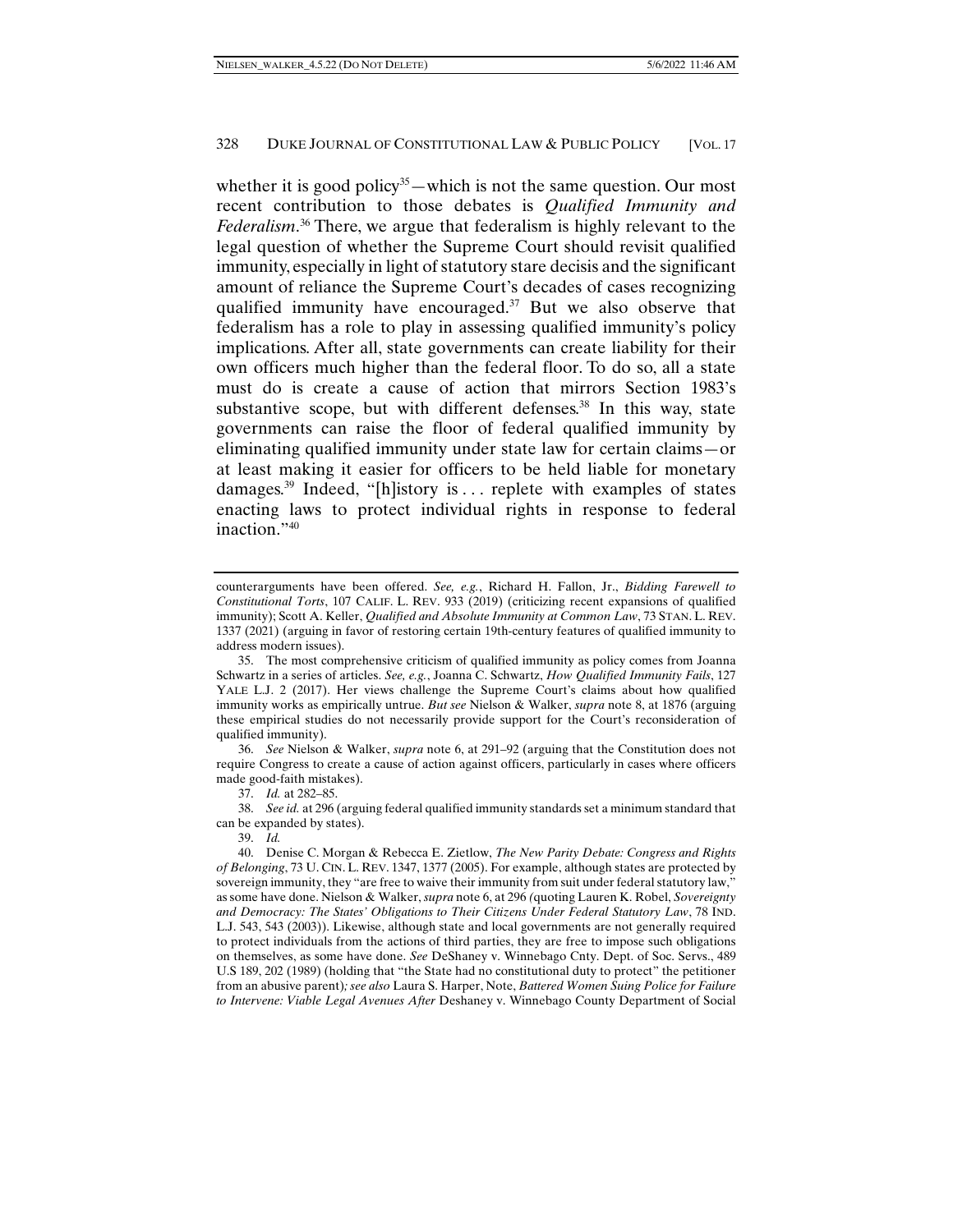whether it is good policy[35]—which is not the same question. Our most recent contribution to those debates is *Qualified Immunity and Federalism*.[36] There, we argue that federalism is highly relevant to the legal question of whether the Supreme Court should revisit qualified immunity, especially in light of statutory stare decisis and the significant amount of reliance the Supreme Court's decades of cases recognizing qualified immunity have encouraged.[37] But we also observe that federalism has a role to play in assessing qualified immunity's policy implications. After all, state governments can create liability for their own officers much higher than the federal floor. To do so, all a state must do is create a cause of action that mirrors Section 1983's substantive scope, but with different defenses.[38] In this way, state governments can raise the floor of federal qualified immunity by eliminating qualified immunity under state law for certain claims—or at least making it easier for officers to be held liable for monetary damages.[39] Indeed, "[h]istory is . . . replete with examples of states enacting laws to protect individual rights in response to federal inaction."[40]

---

counterarguments have been offered. *See, e.g.*, Richard H. Fallon, Jr., *Bidding Farewell to Constitutional Torts*, 107 CALIF. L. REV. 933 (2019) (criticizing recent expansions of qualified immunity); Scott A. Keller, *Qualified and Absolute Immunity at Common Law*, 73 STAN. L. REV. 1337 (2021) (arguing in favor of restoring certain 19th-century features of qualified immunity to address modern issues).

35. The most comprehensive criticism of qualified immunity as policy comes from Joanna Schwartz in a series of articles. *See, e.g.*, Joanna C. Schwartz, *How Qualified Immunity Fails*, 127 YALE L.J. 2 (2017). Her views challenge the Supreme Court's claims about how qualified immunity works as empirically untrue. *But see* Nielson & Walker, *supra* note 8, at 1876 (arguing these empirical studies do not necessarily provide support for the Court's reconsideration of qualified immunity).

36. *See* Nielson & Walker, *supra* note 6, at 291–92 (arguing that the Constitution does not require Congress to create a cause of action against officers, particularly in cases where officers made good-faith mistakes).

37. *Id.* at 282–85.

38. *See id.* at 296 (arguing federal qualified immunity standards set a minimum standard that can be expanded by states).

39. *Id.*

40. Denise C. Morgan & Rebecca E. Zietlow, *The New Parity Debate: Congress and Rights of Belonging*, 73 U. CIN. L. REV. 1347, 1377 (2005). For example, although states are protected by sovereign immunity, they "are free to waive their immunity from suit under federal statutory law," as some have done. Nielson & Walker, *supra* note 6, at 296 (quoting Lauren K. Robel, *Sovereignty and Democracy: The States' Obligations to Their Citizens Under Federal Statutory Law*, 78 IND. L.J. 543, 543 (2003)). Likewise, although state and local governments are not generally required to protect individuals from the actions of third parties, they are free to impose such obligations on themselves, as some have done. *See* DeShaney v. Winnebago Cnty. Dept. of Soc. Servs., 489 U.S 189, 202 (1989) (holding that "the State had no constitutional duty to protect" the petitioner from an abusive parent)*; see also* Laura S. Harper, Note, *Battered Women Suing Police for Failure to Intervene: Viable Legal Avenues After* DeShaney v. Winnebago County Department of Social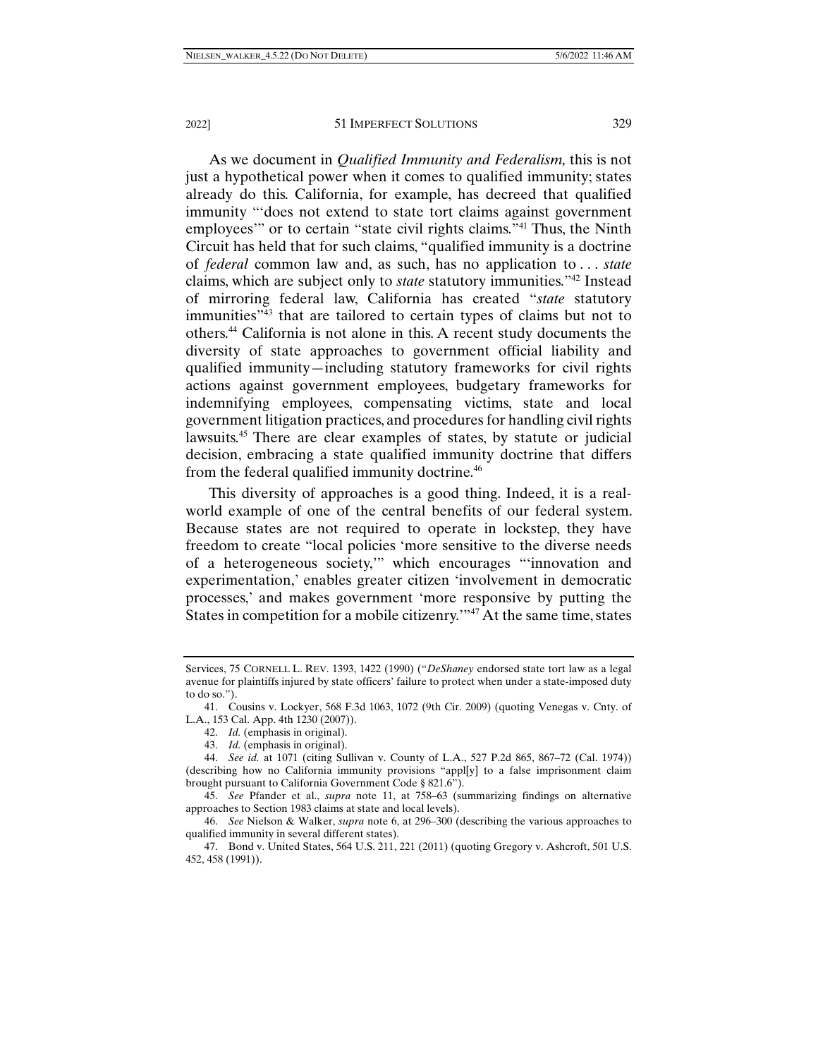As we document in *Qualified Immunity and Federalism,* this is not just a hypothetical power when it comes to qualified immunity; states already do this. California, for example, has decreed that qualified immunity "'does not extend to state tort claims against government employees'" or to certain "state civil rights claims."[41] Thus, the Ninth Circuit has held that for such claims, "qualified immunity is a doctrine of *federal* common law and, as such, has no application to . . . *state* claims, which are subject only to *state* statutory immunities."[42] Instead of mirroring federal law, California has created "*state* statutory immunities"[43] that are tailored to certain types of claims but not to others.[44] California is not alone in this. A recent study documents the diversity of state approaches to government official liability and qualified immunity—including statutory frameworks for civil rights actions against government employees, budgetary frameworks for indemnifying employees, compensating victims, state and local government litigation practices, and procedures for handling civil rights lawsuits.[45] There are clear examples of states, by statute or judicial decision, embracing a state qualified immunity doctrine that differs from the federal qualified immunity doctrine.[46]

This diversity of approaches is a good thing. Indeed, it is a real-world example of one of the central benefits of our federal system. Because states are not required to operate in lockstep, they have freedom to create "local policies 'more sensitive to the diverse needs of a heterogeneous society,'" which encourages "'innovation and experimentation,' enables greater citizen 'involvement in democratic processes,' and makes government 'more responsive by putting the States in competition for a mobile citizenry.'"[47] At the same time, states

---

Services, 75 CORNELL L. REV. 1393, 1422 (1990) ("*DeShaney* endorsed state tort law as a legal avenue for plaintiffs injured by state officers' failure to protect when under a state-imposed duty to do so.").

41. Cousins v. Lockyer, 568 F.3d 1063, 1072 (9th Cir. 2009) (quoting Venegas v. Cnty. of L.A., 153 Cal. App. 4th 1230 (2007)).

42. *Id.* (emphasis in original).

43. *Id.* (emphasis in original).

44. *See id.* at 1071 (citing Sullivan v. County of L.A., 527 P.2d 865, 867–72 (Cal. 1974)) (describing how no California immunity provisions "appl[y] to a false imprisonment claim brought pursuant to California Government Code § 821.6").

45. *See* Pfander et al., *supra* note 11, at 758–63 (summarizing findings on alternative approaches to Section 1983 claims at state and local levels).

46. *See* Nielson & Walker, *supra* note 6, at 296–300 (describing the various approaches to qualified immunity in several different states).

47. Bond v. United States, 564 U.S. 211, 221 (2011) (quoting Gregory v. Ashcroft, 501 U.S. 452, 458 (1991)).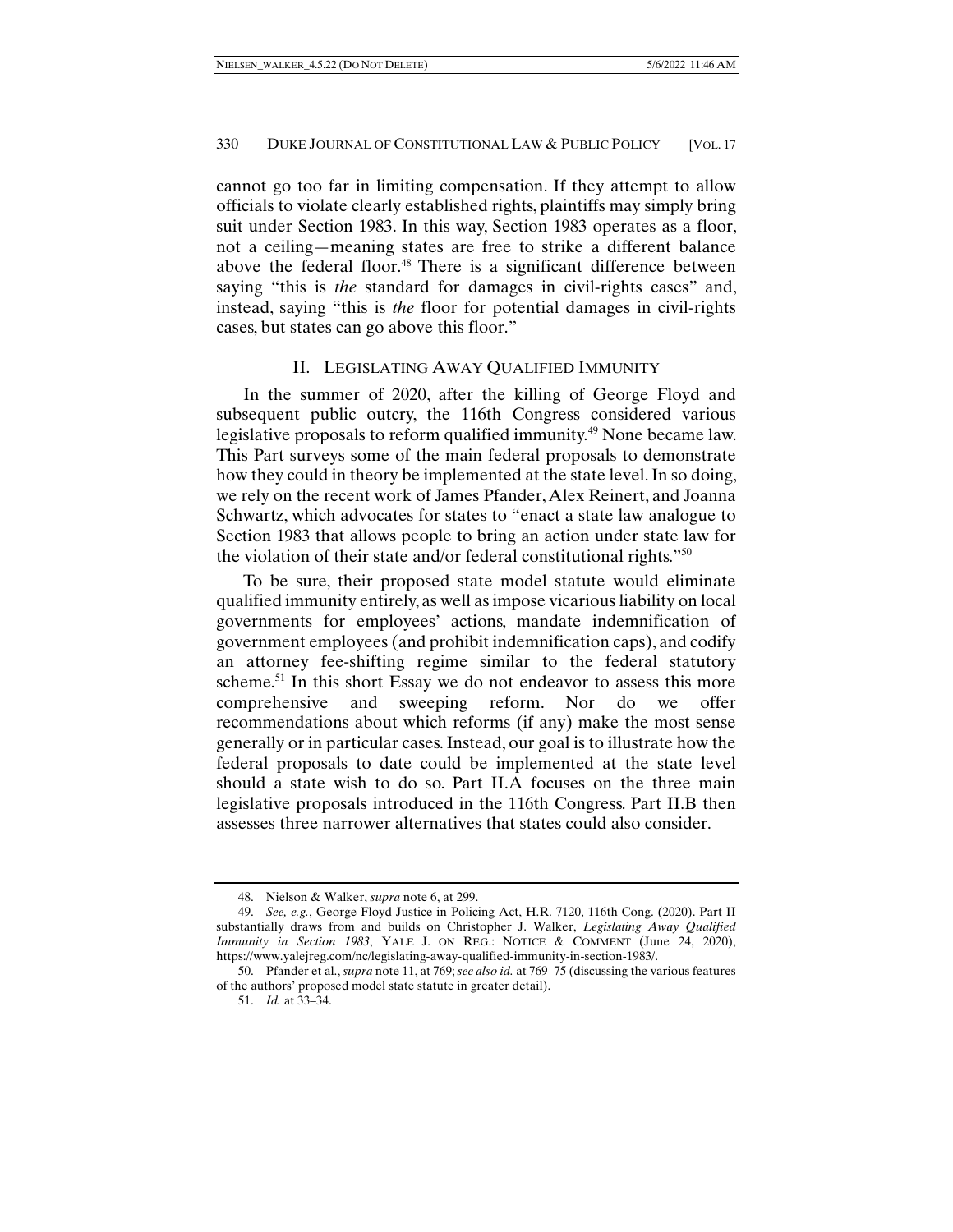cannot go too far in limiting compensation. If they attempt to allow officials to violate clearly established rights, plaintiffs may simply bring suit under Section 1983. In this way, Section 1983 operates as a floor, not a ceiling—meaning states are free to strike a different balance above the federal floor.[48] There is a significant difference between saying "this is *the* standard for damages in civil-rights cases" and, instead, saying "this is *the* floor for potential damages in civil-rights cases, but states can go above this floor."

## II. LEGISLATING AWAY QUALIFIED IMMUNITY

In the summer of 2020, after the killing of George Floyd and subsequent public outcry, the 116th Congress considered various legislative proposals to reform qualified immunity.[49] None became law. This Part surveys some of the main federal proposals to demonstrate how they could in theory be implemented at the state level. In so doing, we rely on the recent work of James Pfander, Alex Reinert, and Joanna Schwartz, which advocates for states to "enact a state law analogue to Section 1983 that allows people to bring an action under state law for the violation of their state and/or federal constitutional rights."[50]

To be sure, their proposed state model statute would eliminate qualified immunity entirely, as well as impose vicarious liability on local governments for employees' actions, mandate indemnification of government employees (and prohibit indemnification caps), and codify an attorney fee-shifting regime similar to the federal statutory scheme.[51] In this short Essay we do not endeavor to assess this more comprehensive and sweeping reform. Nor do we offer recommendations about which reforms (if any) make the most sense generally or in particular cases. Instead, our goal is to illustrate how the federal proposals to date could be implemented at the state level should a state wish to do so. Part II.A focuses on the three main legislative proposals introduced in the 116th Congress. Part II.B then assesses three narrower alternatives that states could also consider.

---

48. Nielson & Walker, *supra* note 6, at 299.

49. *See, e.g.*, George Floyd Justice in Policing Act, H.R. 7120, 116th Cong. (2020). Part II substantially draws from and builds on Christopher J. Walker, *Legislating Away Qualified Immunity in Section 1983*, YALE J. ON REG.: NOTICE & COMMENT (June 24, 2020), https://www.yalejreg.com/nc/legislating-away-qualified-immunity-in-section-1983/.

50. Pfander et al., *supra* note 11, at 769; *see also id.* at 769–75 (discussing the various features of the authors' proposed model state statute in greater detail).

51. *Id.* at 33–34.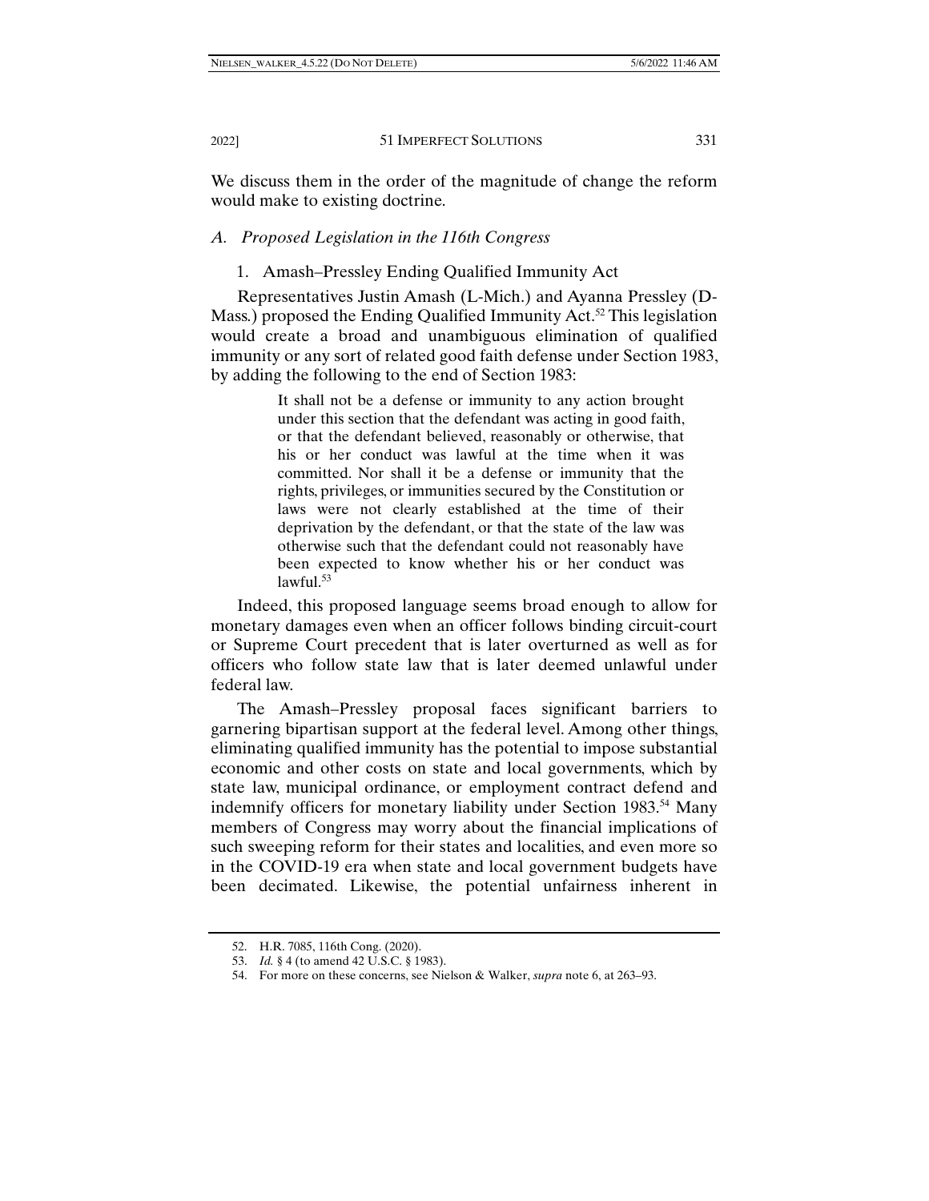We discuss them in the order of the magnitude of change the reform would make to existing doctrine.

### *A. Proposed Legislation in the 116th Congress*

#### 1. Amash–Pressley Ending Qualified Immunity Act

Representatives Justin Amash (L-Mich.) and Ayanna Pressley (D-Mass.) proposed the Ending Qualified Immunity Act.[52] This legislation would create a broad and unambiguous elimination of qualified immunity or any sort of related good faith defense under Section 1983, by adding the following to the end of Section 1983:

> It shall not be a defense or immunity to any action brought under this section that the defendant was acting in good faith, or that the defendant believed, reasonably or otherwise, that his or her conduct was lawful at the time when it was committed. Nor shall it be a defense or immunity that the rights, privileges, or immunities secured by the Constitution or laws were not clearly established at the time of their deprivation by the defendant, or that the state of the law was otherwise such that the defendant could not reasonably have been expected to know whether his or her conduct was lawful.[53]

Indeed, this proposed language seems broad enough to allow for monetary damages even when an officer follows binding circuit-court or Supreme Court precedent that is later overturned as well as for officers who follow state law that is later deemed unlawful under federal law.

The Amash–Pressley proposal faces significant barriers to garnering bipartisan support at the federal level. Among other things, eliminating qualified immunity has the potential to impose substantial economic and other costs on state and local governments, which by state law, municipal ordinance, or employment contract defend and indemnify officers for monetary liability under Section 1983.[54] Many members of Congress may worry about the financial implications of such sweeping reform for their states and localities, and even more so in the COVID-19 era when state and local government budgets have been decimated. Likewise, the potential unfairness inherent in

---

52. H.R. 7085, 116th Cong. (2020).

53. *Id.* § 4 (to amend 42 U.S.C. § 1983).

54. For more on these concerns, see Nielson & Walker, *supra* note 6, at 263–93.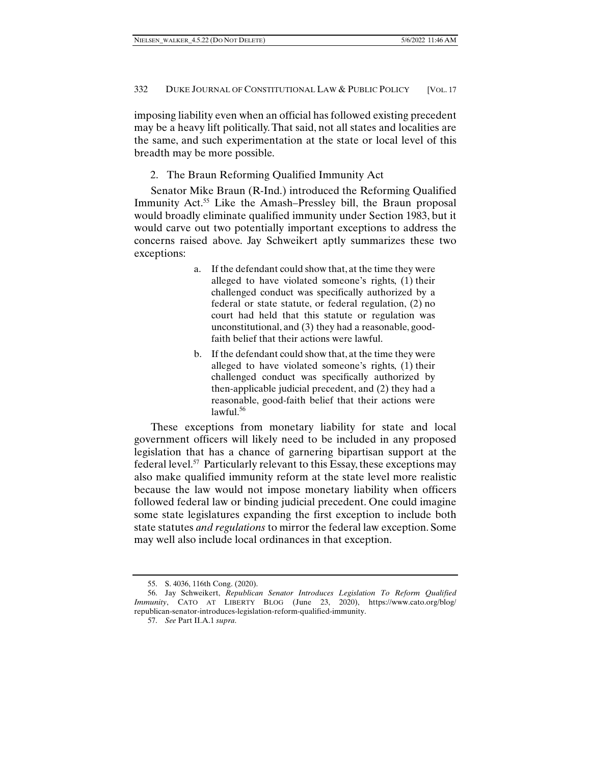imposing liability even when an official has followed existing precedent may be a heavy lift politically. That said, not all states and localities are the same, and such experimentation at the state or local level of this breadth may be more possible.

### 2. The Braun Reforming Qualified Immunity Act

Senator Mike Braun (R-Ind.) introduced the Reforming Qualified Immunity Act.[55] Like the Amash–Pressley bill, the Braun proposal would broadly eliminate qualified immunity under Section 1983, but it would carve out two potentially important exceptions to address the concerns raised above. Jay Schweikert aptly summarizes these two exceptions:

> a. If the defendant could show that, at the time they were alleged to have violated someone's rights, (1) their challenged conduct was specifically authorized by a federal or state statute, or federal regulation, (2) no court had held that this statute or regulation was unconstitutional, and (3) they had a reasonable, good-faith belief that their actions were lawful.
>
> b. If the defendant could show that, at the time they were alleged to have violated someone's rights, (1) their challenged conduct was specifically authorized by then-applicable judicial precedent, and (2) they had a reasonable, good-faith belief that their actions were lawful.[56]

These exceptions from monetary liability for state and local government officers will likely need to be included in any proposed legislation that has a chance of garnering bipartisan support at the federal level.[57] Particularly relevant to this Essay, these exceptions may also make qualified immunity reform at the state level more realistic because the law would not impose monetary liability when officers followed federal law or binding judicial precedent. One could imagine some state legislatures expanding the first exception to include both state statutes *and regulations* to mirror the federal law exception. Some may well also include local ordinances in that exception.

---

55. S. 4036, 116th Cong. (2020).

56. Jay Schweikert, *Republican Senator Introduces Legislation To Reform Qualified Immunity*, CATO AT LIBERTY BLOG (June 23, 2020), https://www.cato.org/blog/republican-senator-introduces-legislation-reform-qualified-immunity.

57. *See* Part II.A.1 *supra*.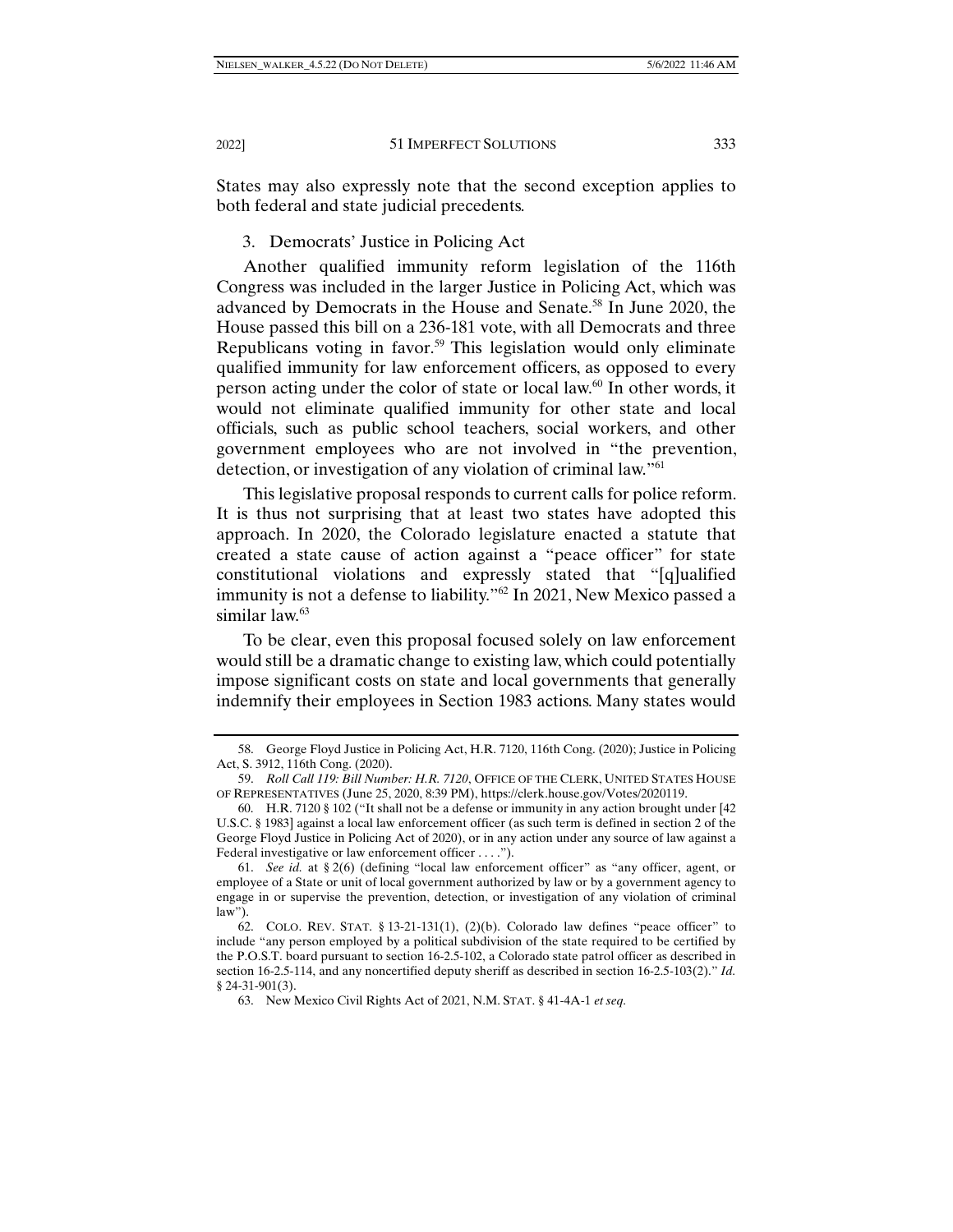States may also expressly note that the second exception applies to both federal and state judicial precedents.

### 3. Democrats' Justice in Policing Act

Another qualified immunity reform legislation of the 116th Congress was included in the larger Justice in Policing Act, which was advanced by Democrats in the House and Senate.[58] In June 2020, the House passed this bill on a 236-181 vote, with all Democrats and three Republicans voting in favor.[59] This legislation would only eliminate qualified immunity for law enforcement officers, as opposed to every person acting under the color of state or local law.[60] In other words, it would not eliminate qualified immunity for other state and local officials, such as public school teachers, social workers, and other government employees who are not involved in "the prevention, detection, or investigation of any violation of criminal law."[61]

This legislative proposal responds to current calls for police reform. It is thus not surprising that at least two states have adopted this approach. In 2020, the Colorado legislature enacted a statute that created a state cause of action against a "peace officer" for state constitutional violations and expressly stated that "[q]ualified immunity is not a defense to liability."[62] In 2021, New Mexico passed a similar law.[63]

To be clear, even this proposal focused solely on law enforcement would still be a dramatic change to existing law, which could potentially impose significant costs on state and local governments that generally indemnify their employees in Section 1983 actions. Many states would

---

58. George Floyd Justice in Policing Act, H.R. 7120, 116th Cong. (2020); Justice in Policing Act, S. 3912, 116th Cong. (2020).

59. *Roll Call 119: Bill Number: H.R. 7120*, OFFICE OF THE CLERK, UNITED STATES HOUSE OF REPRESENTATIVES (June 25, 2020, 8:39 PM), https://clerk.house.gov/Votes/2020119.

60. H.R. 7120 § 102 ("It shall not be a defense or immunity in any action brought under [42 U.S.C. § 1983] against a local law enforcement officer (as such term is defined in section 2 of the George Floyd Justice in Policing Act of 2020), or in any action under any source of law against a Federal investigative or law enforcement officer . . . .").

61. *See id.* at § 2(6) (defining "local law enforcement officer" as "any officer, agent, or employee of a State or unit of local government authorized by law or by a government agency to engage in or supervise the prevention, detection, or investigation of any violation of criminal law").

62. COLO. REV. STAT. § 13-21-131(1), (2)(b). Colorado law defines "peace officer" to include "any person employed by a political subdivision of the state required to be certified by the P.O.S.T. board pursuant to section 16-2.5-102, a Colorado state patrol officer as described in section 16-2.5-114, and any noncertified deputy sheriff as described in section 16-2.5-103(2)." *Id.* § 24-31-901(3).

63. New Mexico Civil Rights Act of 2021, N.M. STAT. § 41-4A-1 *et seq.*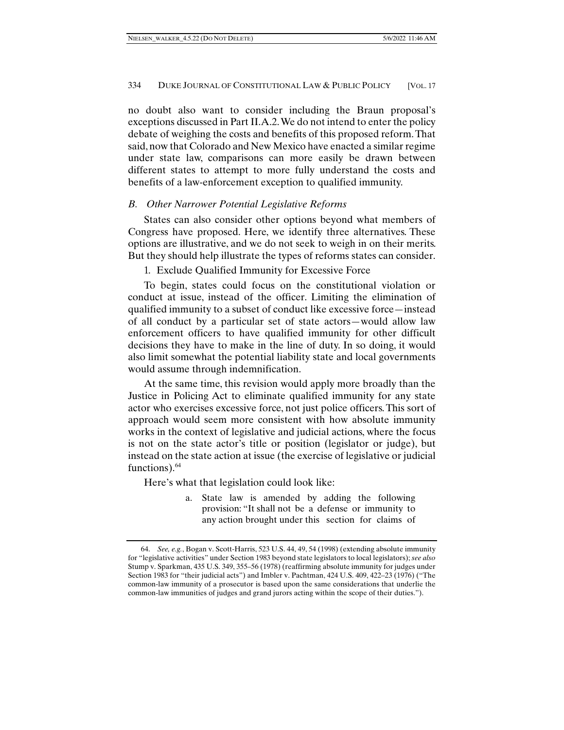no doubt also want to consider including the Braun proposal's exceptions discussed in Part II.A.2. We do not intend to enter the policy debate of weighing the costs and benefits of this proposed reform. That said, now that Colorado and New Mexico have enacted a similar regime under state law, comparisons can more easily be drawn between different states to attempt to more fully understand the costs and benefits of a law-enforcement exception to qualified immunity.

### *B. Other Narrower Potential Legislative Reforms*

States can also consider other options beyond what members of Congress have proposed. Here, we identify three alternatives. These options are illustrative, and we do not seek to weigh in on their merits. But they should help illustrate the types of reforms states can consider.

#### 1. Exclude Qualified Immunity for Excessive Force

To begin, states could focus on the constitutional violation or conduct at issue, instead of the officer. Limiting the elimination of qualified immunity to a subset of conduct like excessive force—instead of all conduct by a particular set of state actors—would allow law enforcement officers to have qualified immunity for other difficult decisions they have to make in the line of duty. In so doing, it would also limit somewhat the potential liability state and local governments would assume through indemnification.

At the same time, this revision would apply more broadly than the Justice in Policing Act to eliminate qualified immunity for any state actor who exercises excessive force, not just police officers. This sort of approach would seem more consistent with how absolute immunity works in the context of legislative and judicial actions, where the focus is not on the state actor's title or position (legislator or judge), but instead on the state action at issue (the exercise of legislative or judicial functions).[64]

Here's what that legislation could look like:

> a. State law is amended by adding the following provision: "It shall not be a defense or immunity to any action brought under this section for claims of

---

64. *See, e.g.*, Bogan v. Scott-Harris, 523 U.S. 44, 49, 54 (1998) (extending absolute immunity for "legislative activities" under Section 1983 beyond state legislators to local legislators); *see also* Stump v. Sparkman, 435 U.S. 349, 355–56 (1978) (reaffirming absolute immunity for judges under Section 1983 for "their judicial acts") and Imbler v. Pachtman, 424 U.S. 409, 422–23 (1976) ("The common-law immunity of a prosecutor is based upon the same considerations that underlie the common-law immunities of judges and grand jurors acting within the scope of their duties.").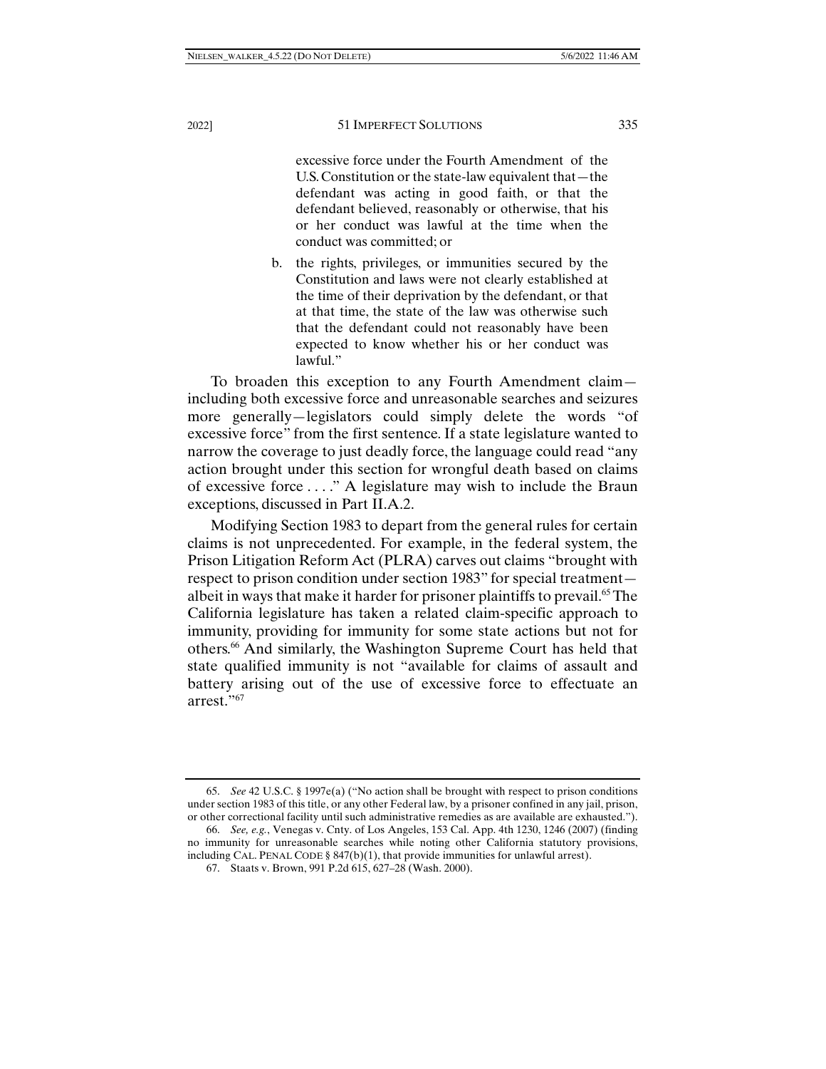excessive force under the Fourth Amendment of the U.S. Constitution or the state-law equivalent that—the defendant was acting in good faith, or that the defendant believed, reasonably or otherwise, that his or her conduct was lawful at the time when the conduct was committed; or

b. the rights, privileges, or immunities secured by the Constitution and laws were not clearly established at the time of their deprivation by the defendant, or that at that time, the state of the law was otherwise such that the defendant could not reasonably have been expected to know whether his or her conduct was lawful."

To broaden this exception to any Fourth Amendment claim—including both excessive force and unreasonable searches and seizures more generally—legislators could simply delete the words "of excessive force" from the first sentence. If a state legislature wanted to narrow the coverage to just deadly force, the language could read "any action brought under this section for wrongful death based on claims of excessive force . . . ." A legislature may wish to include the Braun exceptions, discussed in Part II.A.2.

Modifying Section 1983 to depart from the general rules for certain claims is not unprecedented. For example, in the federal system, the Prison Litigation Reform Act (PLRA) carves out claims "brought with respect to prison condition under section 1983" for special treatment—albeit in ways that make it harder for prisoner plaintiffs to prevail.[65] The California legislature has taken a related claim-specific approach to immunity, providing for immunity for some state actions but not for others.[66] And similarly, the Washington Supreme Court has held that state qualified immunity is not "available for claims of assault and battery arising out of the use of excessive force to effectuate an arrest."[67]

---

65. *See* 42 U.S.C. § 1997e(a) ("No action shall be brought with respect to prison conditions under section 1983 of this title, or any other Federal law, by a prisoner confined in any jail, prison, or other correctional facility until such administrative remedies as are available are exhausted.").

66. *See, e.g.*, Venegas v. Cnty. of Los Angeles, 153 Cal. App. 4th 1230, 1246 (2007) (finding no immunity for unreasonable searches while noting other California statutory provisions, including CAL. PENAL CODE § 847(b)(1), that provide immunities for unlawful arrest).

67. Staats v. Brown, 991 P.2d 615, 627–28 (Wash. 2000).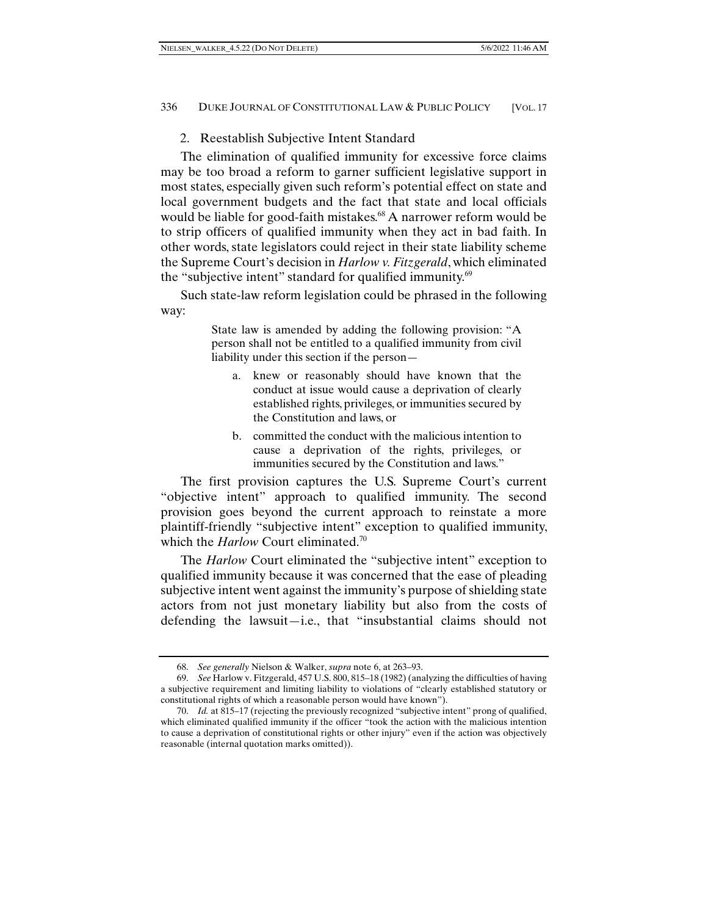### 2. Reestablish Subjective Intent Standard

The elimination of qualified immunity for excessive force claims may be too broad a reform to garner sufficient legislative support in most states, especially given such reform's potential effect on state and local government budgets and the fact that state and local officials would be liable for good-faith mistakes.[68] A narrower reform would be to strip officers of qualified immunity when they act in bad faith. In other words, state legislators could reject in their state liability scheme the Supreme Court's decision in *Harlow v. Fitzgerald*, which eliminated the "subjective intent" standard for qualified immunity.[69]

Such state-law reform legislation could be phrased in the following way:

> State law is amended by adding the following provision: "A person shall not be entitled to a qualified immunity from civil liability under this section if the person—
>
> a. knew or reasonably should have known that the conduct at issue would cause a deprivation of clearly established rights, privileges, or immunities secured by the Constitution and laws, or
>
> b. committed the conduct with the malicious intention to cause a deprivation of the rights, privileges, or immunities secured by the Constitution and laws."

The first provision captures the U.S. Supreme Court's current "objective intent" approach to qualified immunity. The second provision goes beyond the current approach to reinstate a more plaintiff-friendly "subjective intent" exception to qualified immunity, which the *Harlow* Court eliminated.[70]

The *Harlow* Court eliminated the "subjective intent" exception to qualified immunity because it was concerned that the ease of pleading subjective intent went against the immunity's purpose of shielding state actors from not just monetary liability but also from the costs of defending the lawsuit—i.e., that "insubstantial claims should not

---

68. *See generally* Nielson & Walker, *supra* note 6, at 263–93.

69. *See* Harlow v. Fitzgerald, 457 U.S. 800, 815–18 (1982) (analyzing the difficulties of having a subjective requirement and limiting liability to violations of "clearly established statutory or constitutional rights of which a reasonable person would have known").

70. *Id.* at 815–17 (rejecting the previously recognized "subjective intent" prong of qualified, which eliminated qualified immunity if the officer "took the action with the malicious intention to cause a deprivation of constitutional rights or other injury" even if the action was objectively reasonable (internal quotation marks omitted)).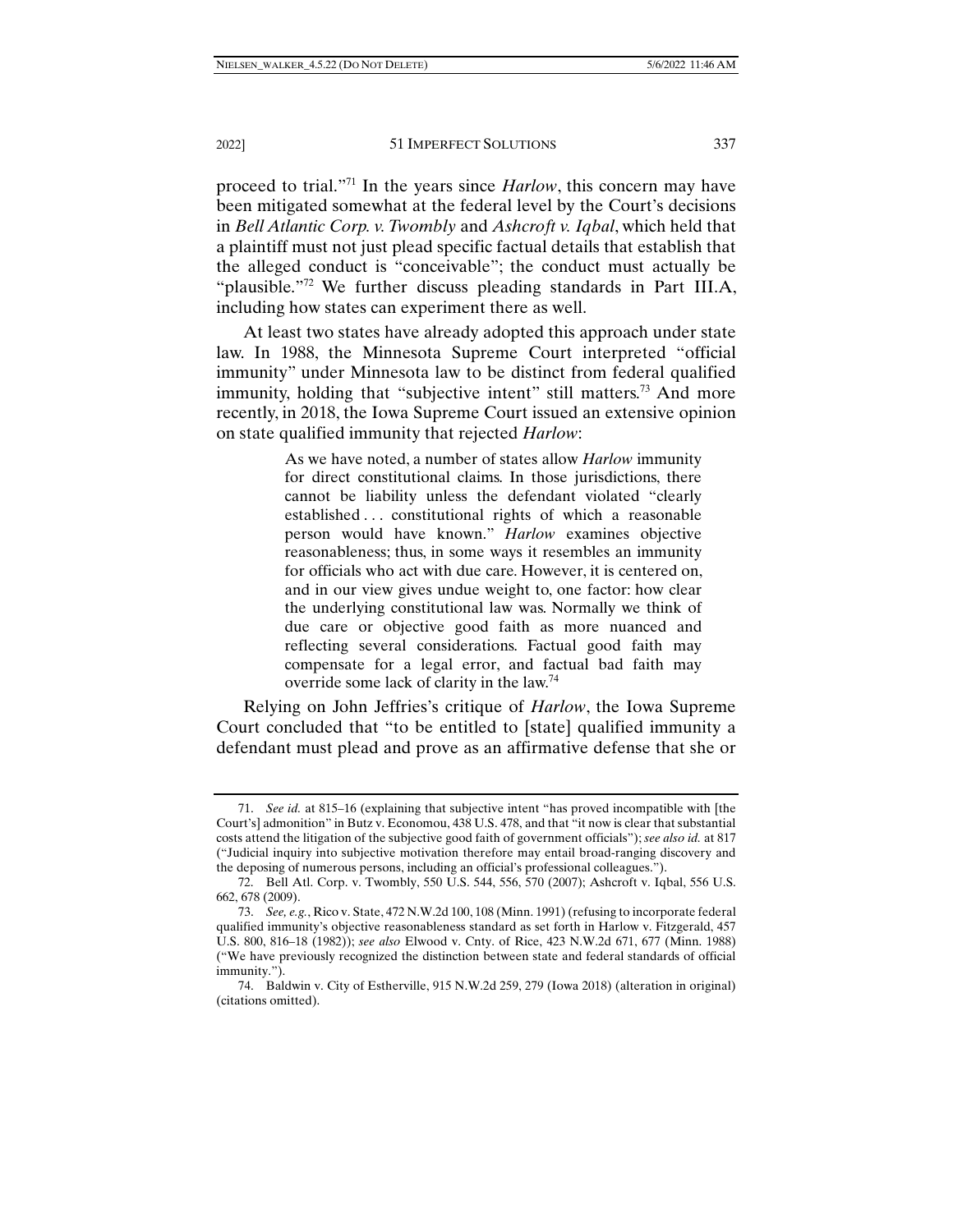proceed to trial."[71] In the years since *Harlow*, this concern may have been mitigated somewhat at the federal level by the Court's decisions in *Bell Atlantic Corp. v. Twombly* and *Ashcroft v. Iqbal*, which held that a plaintiff must not just plead specific factual details that establish that the alleged conduct is "conceivable"; the conduct must actually be "plausible."[72] We further discuss pleading standards in Part III.A, including how states can experiment there as well.

At least two states have already adopted this approach under state law. In 1988, the Minnesota Supreme Court interpreted "official immunity" under Minnesota law to be distinct from federal qualified immunity, holding that "subjective intent" still matters.[73] And more recently, in 2018, the Iowa Supreme Court issued an extensive opinion on state qualified immunity that rejected *Harlow*:

> As we have noted, a number of states allow *Harlow* immunity for direct constitutional claims. In those jurisdictions, there cannot be liability unless the defendant violated "clearly established . . . constitutional rights of which a reasonable person would have known." *Harlow* examines objective reasonableness; thus, in some ways it resembles an immunity for officials who act with due care. However, it is centered on, and in our view gives undue weight to, one factor: how clear the underlying constitutional law was. Normally we think of due care or objective good faith as more nuanced and reflecting several considerations. Factual good faith may compensate for a legal error, and factual bad faith may override some lack of clarity in the law.[74]

Relying on John Jeffries's critique of *Harlow*, the Iowa Supreme Court concluded that "to be entitled to [state] qualified immunity a defendant must plead and prove as an affirmative defense that she or

---

71. *See id.* at 815–16 (explaining that subjective intent "has proved incompatible with [the Court's] admonition" in Butz v. Economou, 438 U.S. 478, and that "it now is clear that substantial costs attend the litigation of the subjective good faith of government officials"); *see also id.* at 817 ("Judicial inquiry into subjective motivation therefore may entail broad-ranging discovery and the deposing of numerous persons, including an official's professional colleagues.").

72. Bell Atl. Corp. v. Twombly, 550 U.S. 544, 556, 570 (2007); Ashcroft v. Iqbal, 556 U.S. 662, 678 (2009).

73. *See, e.g.*, Rico v. State, 472 N.W.2d 100, 108 (Minn. 1991) (refusing to incorporate federal qualified immunity's objective reasonableness standard as set forth in Harlow v. Fitzgerald, 457 U.S. 800, 816–18 (1982)); *see also* Elwood v. Cnty. of Rice, 423 N.W.2d 671, 677 (Minn. 1988) ("We have previously recognized the distinction between state and federal standards of official immunity.").

74. Baldwin v. City of Estherville, 915 N.W.2d 259, 279 (Iowa 2018) (alteration in original) (citations omitted).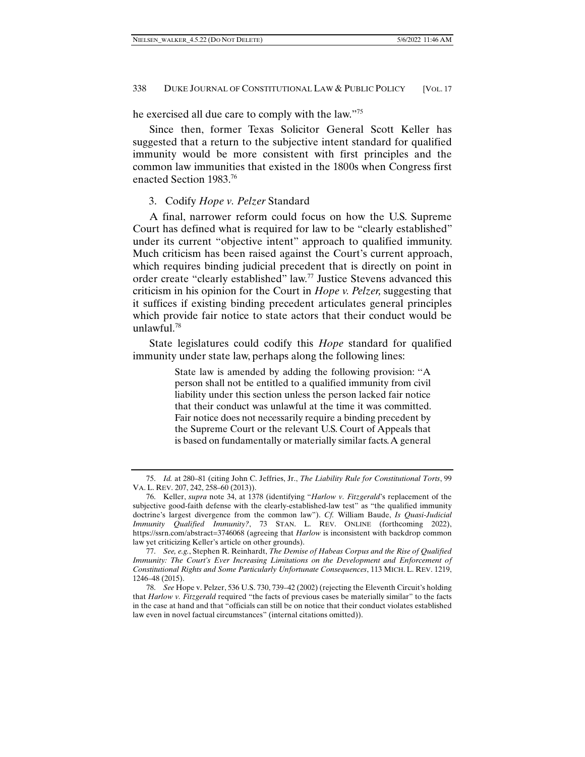he exercised all due care to comply with the law."[75]

Since then, former Texas Solicitor General Scott Keller has suggested that a return to the subjective intent standard for qualified immunity would be more consistent with first principles and the common law immunities that existed in the 1800s when Congress first enacted Section 1983.[76]

### 3. Codify *Hope v. Pelzer* Standard

A final, narrower reform could focus on how the U.S. Supreme Court has defined what is required for law to be "clearly established" under its current "objective intent" approach to qualified immunity. Much criticism has been raised against the Court's current approach, which requires binding judicial precedent that is directly on point in order create "clearly established" law.[77] Justice Stevens advanced this criticism in his opinion for the Court in *Hope v. Pelzer,* suggesting that it suffices if existing binding precedent articulates general principles which provide fair notice to state actors that their conduct would be unlawful.[78]

State legislatures could codify this *Hope* standard for qualified immunity under state law, perhaps along the following lines:

> State law is amended by adding the following provision: "A person shall not be entitled to a qualified immunity from civil liability under this section unless the person lacked fair notice that their conduct was unlawful at the time it was committed. Fair notice does not necessarily require a binding precedent by the Supreme Court or the relevant U.S. Court of Appeals that is based on fundamentally or materially similar facts. A general

---

75. *Id.* at 280–81 (citing John C. Jeffries, Jr., *The Liability Rule for Constitutional Torts*, 99 VA. L. REV. 207, 242, 258–60 (2013)).

76. Keller, *supra* note 34, at 1378 (identifying "*Harlow v. Fitzgerald*'s replacement of the subjective good-faith defense with the clearly-established-law test" as "the qualified immunity doctrine's largest divergence from the common law"). *Cf.* William Baude, *Is Quasi-Judicial Immunity Qualified Immunity?*, 73 STAN. L. REV. ONLINE (forthcoming 2022), https://ssrn.com/abstract=3746068 (agreeing that *Harlow* is inconsistent with backdrop common law yet criticizing Keller's article on other grounds).

77. *See, e.g.*, Stephen R. Reinhardt, *The Demise of Habeas Corpus and the Rise of Qualified Immunity: The Court's Ever Increasing Limitations on the Development and Enforcement of Constitutional Rights and Some Particularly Unfortunate Consequences*, 113 MICH. L. REV. 1219, 1246–48 (2015).

78. *See* Hope v. Pelzer, 536 U.S. 730, 739–42 (2002) (rejecting the Eleventh Circuit's holding that *Harlow v. Fitzgerald* required "the facts of previous cases be materially similar" to the facts in the case at hand and that "officials can still be on notice that their conduct violates established law even in novel factual circumstances" (internal citations omitted)).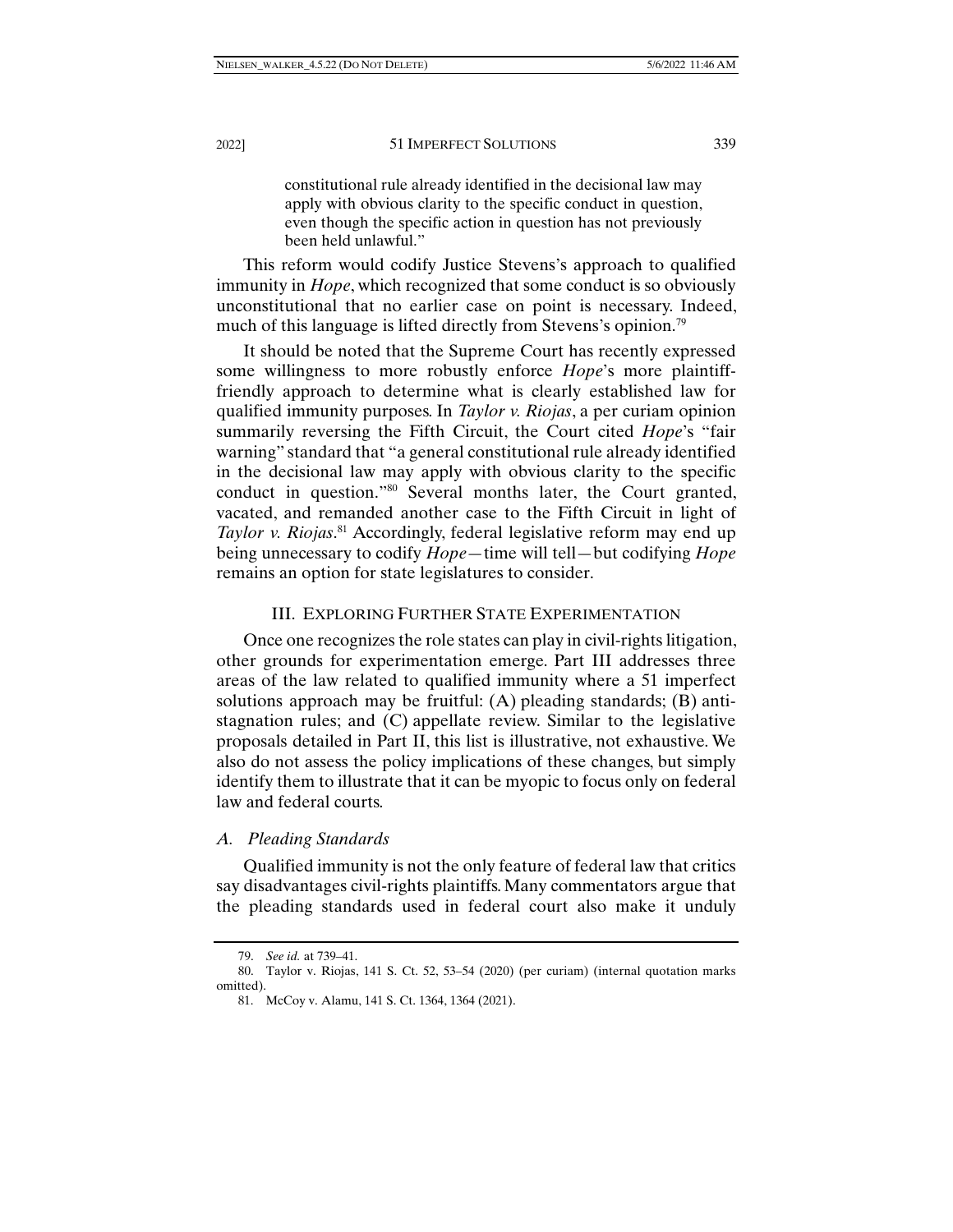> constitutional rule already identified in the decisional law may apply with obvious clarity to the specific conduct in question, even though the specific action in question has not previously been held unlawful."

This reform would codify Justice Stevens's approach to qualified immunity in *Hope*, which recognized that some conduct is so obviously unconstitutional that no earlier case on point is necessary. Indeed, much of this language is lifted directly from Stevens's opinion.[79]

It should be noted that the Supreme Court has recently expressed some willingness to more robustly enforce *Hope*'s more plaintiff-friendly approach to determine what is clearly established law for qualified immunity purposes. In *Taylor v. Riojas*, a per curiam opinion summarily reversing the Fifth Circuit, the Court cited *Hope*'s "fair warning" standard that "a general constitutional rule already identified in the decisional law may apply with obvious clarity to the specific conduct in question."[80] Several months later, the Court granted, vacated, and remanded another case to the Fifth Circuit in light of *Taylor v. Riojas*.[81] Accordingly, federal legislative reform may end up being unnecessary to codify *Hope*—time will tell—but codifying *Hope* remains an option for state legislatures to consider.

## III. EXPLORING FURTHER STATE EXPERIMENTATION

Once one recognizes the role states can play in civil-rights litigation, other grounds for experimentation emerge. Part III addresses three areas of the law related to qualified immunity where a 51 imperfect solutions approach may be fruitful: (A) pleading standards; (B) anti-stagnation rules; and (C) appellate review. Similar to the legislative proposals detailed in Part II, this list is illustrative, not exhaustive. We also do not assess the policy implications of these changes, but simply identify them to illustrate that it can be myopic to focus only on federal law and federal courts.

### *A. Pleading Standards*

Qualified immunity is not the only feature of federal law that critics say disadvantages civil-rights plaintiffs. Many commentators argue that the pleading standards used in federal court also make it unduly

---

79. *See id.* at 739–41.

80. Taylor v. Riojas, 141 S. Ct. 52, 53–54 (2020) (per curiam) (internal quotation marks omitted).

81. McCoy v. Alamu, 141 S. Ct. 1364, 1364 (2021).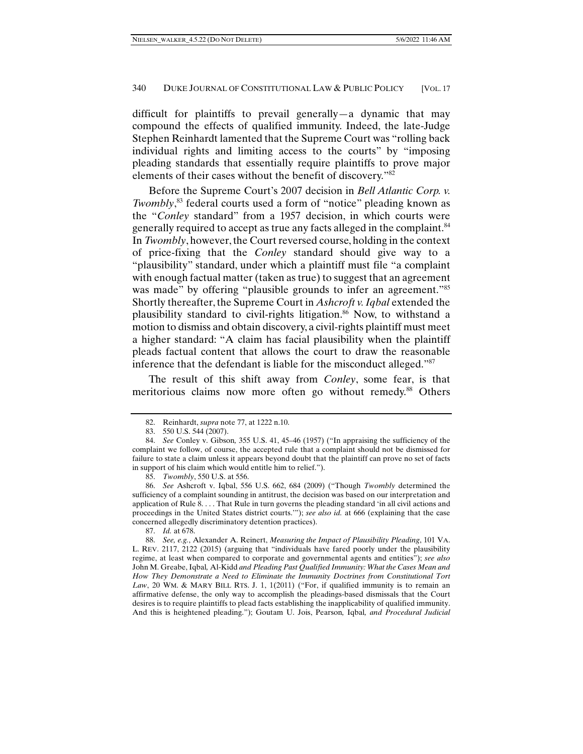difficult for plaintiffs to prevail generally—a dynamic that may compound the effects of qualified immunity. Indeed, the late-Judge Stephen Reinhardt lamented that the Supreme Court was "rolling back individual rights and limiting access to the courts" by "imposing pleading standards that essentially require plaintiffs to prove major elements of their cases without the benefit of discovery."[82]

Before the Supreme Court's 2007 decision in *Bell Atlantic Corp. v. Twombly*,[83] federal courts used a form of "notice" pleading known as the "*Conley* standard" from a 1957 decision, in which courts were generally required to accept as true any facts alleged in the complaint.[84] In *Twombly*, however, the Court reversed course, holding in the context of price-fixing that the *Conley* standard should give way to a "plausibility" standard, under which a plaintiff must file "a complaint with enough factual matter (taken as true) to suggest that an agreement was made" by offering "plausible grounds to infer an agreement."[85] Shortly thereafter, the Supreme Court in *Ashcroft v. Iqbal* extended the plausibility standard to civil-rights litigation.[86] Now, to withstand a motion to dismiss and obtain discovery, a civil-rights plaintiff must meet a higher standard: "A claim has facial plausibility when the plaintiff pleads factual content that allows the court to draw the reasonable inference that the defendant is liable for the misconduct alleged."[87]

The result of this shift away from *Conley*, some fear, is that meritorious claims now more often go without remedy.[88] Others

---

82. Reinhardt, *supra* note 77, at 1222 n.10.

83. 550 U.S. 544 (2007).

84. *See* Conley v. Gibson, 355 U.S. 41, 45–46 (1957) ("In appraising the sufficiency of the complaint we follow, of course, the accepted rule that a complaint should not be dismissed for failure to state a claim unless it appears beyond doubt that the plaintiff can prove no set of facts in support of his claim which would entitle him to relief.").

85. *Twombly*, 550 U.S. at 556.

86. *See* Ashcroft v. Iqbal, 556 U.S. 662, 684 (2009) ("Though *Twombly* determined the sufficiency of a complaint sounding in antitrust, the decision was based on our interpretation and application of Rule 8. . . . That Rule in turn governs the pleading standard 'in all civil actions and proceedings in the United States district courts.'"); *see also id.* at 666 (explaining that the case concerned allegedly discriminatory detention practices).

87. *Id.* at 678.

88. *See, e.g.*, Alexander A. Reinert, *Measuring the Impact of Plausibility Pleading*, 101 VA. L. REV. 2117, 2122 (2015) (arguing that "individuals have fared poorly under the plausibility regime, at least when compared to corporate and governmental agents and entities"); *see also* John M. Greabe, Iqbal*,* Al-Kidd *and Pleading Past Qualified Immunity: What the Cases Mean and How They Demonstrate a Need to Eliminate the Immunity Doctrines from Constitutional Tort Law*, 20 WM. & MARY BILL RTS. J. 1, 1(2011) ("For, if qualified immunity is to remain an affirmative defense, the only way to accomplish the pleadings-based dismissals that the Court desires is to require plaintiffs to plead facts establishing the inapplicability of qualified immunity. And this is heightened pleading."); Goutam U. Jois, Pearson*,* Iqbal*, and Procedural Judicial*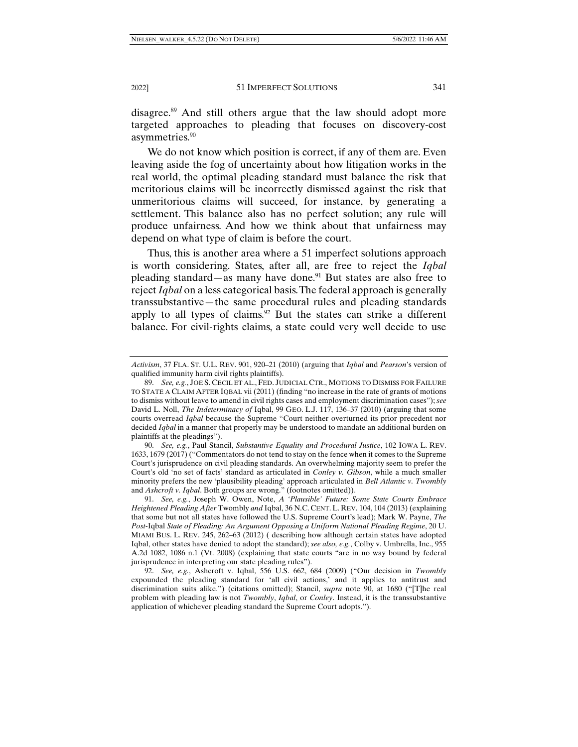disagree.[89] And still others argue that the law should adopt more targeted approaches to pleading that focuses on discovery-cost asymmetries.[90]

We do not know which position is correct, if any of them are. Even leaving aside the fog of uncertainty about how litigation works in the real world, the optimal pleading standard must balance the risk that meritorious claims will be incorrectly dismissed against the risk that unmeritorious claims will succeed, for instance, by generating a settlement. This balance also has no perfect solution; any rule will produce unfairness. And how we think about that unfairness may depend on what type of claim is before the court.

Thus, this is another area where a 51 imperfect solutions approach is worth considering. States, after all, are free to reject the *Iqbal* pleading standard—as many have done.[91] But states are also free to reject *Iqbal* on a less categorical basis. The federal approach is generally transsubstantive—the same procedural rules and pleading standards apply to all types of claims.[92] But the states can strike a different balance. For civil-rights claims, a state could very well decide to use

---

*Activism*, 37 FLA. ST. U.L. REV. 901, 920–21 (2010) (arguing that *Iqbal* and *Pearson*'s version of qualified immunity harm civil rights plaintiffs).

89. *See, e.g.*, JOE S. CECIL ET AL., FED. JUDICIAL CTR., MOTIONS TO DISMISS FOR FAILURE TO STATE A CLAIM AFTER IQBAL vii (2011) (finding "no increase in the rate of grants of motions to dismiss without leave to amend in civil rights cases and employment discrimination cases"); *see* David L. Noll, *The Indeterminacy of* Iqbal, 99 GEO. L.J. 117, 136–37 (2010) (arguing that some courts overread *Iqbal* because the Supreme "Court neither overturned its prior precedent nor decided *Iqbal* in a manner that properly may be understood to mandate an additional burden on plaintiffs at the pleadings").

90. *See, e.g.*, Paul Stancil, *Substantive Equality and Procedural Justice*, 102 IOWA L. REV. 1633, 1679 (2017) ("Commentators do not tend to stay on the fence when it comes to the Supreme Court's jurisprudence on civil pleading standards. An overwhelming majority seem to prefer the Court's old 'no set of facts' standard as articulated in *Conley v. Gibson*, while a much smaller minority prefers the new 'plausibility pleading' approach articulated in *Bell Atlantic v. Twombly* and *Ashcroft v. Iqbal*. Both groups are wrong." (footnotes omitted)).

91. *See, e.g.*, Joseph W. Owen, Note, *A 'Plausible' Future: Some State Courts Embrace Heightened Pleading After* Twombly *and* Iqbal, 36 N.C. CENT. L. REV. 104, 104 (2013) (explaining that some but not all states have followed the U.S. Supreme Court's lead); Mark W. Payne, *The Post-*Iqbal *State of Pleading: An Argument Opposing a Uniform National Pleading Regime*, 20 U. MIAMI BUS. L. REV. 245, 262–63 (2012) ( describing how although certain states have adopted Iqbal, other states have denied to adopt the standard); *see also, e.g.*, Colby v. Umbrella, Inc., 955 A.2d 1082, 1086 n.1 (Vt. 2008) (explaining that state courts "are in no way bound by federal jurisprudence in interpreting our state pleading rules").

92. *See, e.g.*, Ashcroft v. Iqbal, 556 U.S. 662, 684 (2009) ("Our decision in *Twombly* expounded the pleading standard for 'all civil actions,' and it applies to antitrust and discrimination suits alike.") (citations omitted); Stancil, *supra* note 90, at 1680 ("[T]he real problem with pleading law is not *Twombly*, *Iqbal*, or *Conley*. Instead, it is the transsubstantive application of whichever pleading standard the Supreme Court adopts.").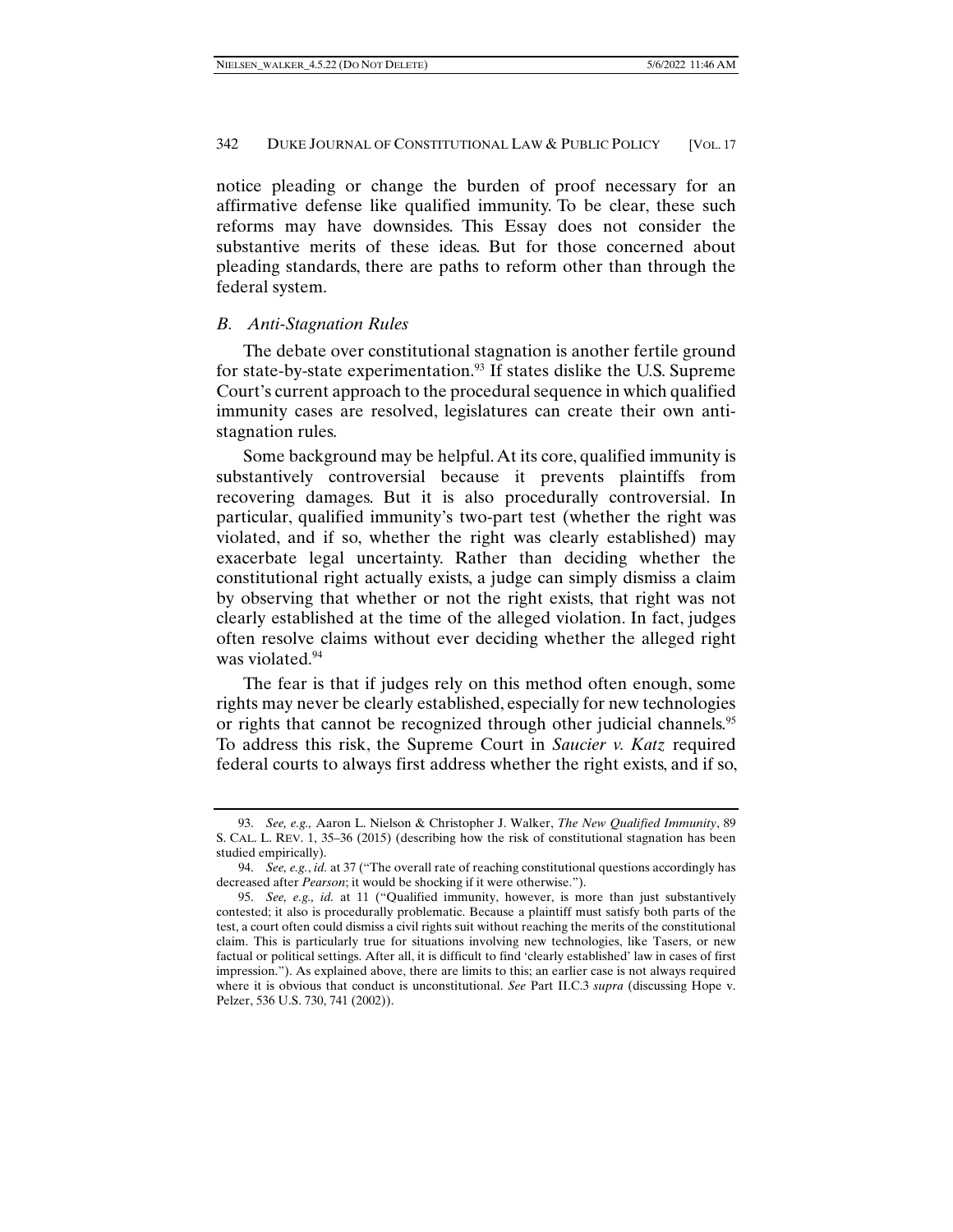notice pleading or change the burden of proof necessary for an affirmative defense like qualified immunity. To be clear, these such reforms may have downsides. This Essay does not consider the substantive merits of these ideas. But for those concerned about pleading standards, there are paths to reform other than through the federal system.

### *B. Anti-Stagnation Rules*

The debate over constitutional stagnation is another fertile ground for state-by-state experimentation.[93] If states dislike the U.S. Supreme Court's current approach to the procedural sequence in which qualified immunity cases are resolved, legislatures can create their own anti-stagnation rules.

Some background may be helpful. At its core, qualified immunity is substantively controversial because it prevents plaintiffs from recovering damages. But it is also procedurally controversial. In particular, qualified immunity's two-part test (whether the right was violated, and if so, whether the right was clearly established) may exacerbate legal uncertainty. Rather than deciding whether the constitutional right actually exists, a judge can simply dismiss a claim by observing that whether or not the right exists, that right was not clearly established at the time of the alleged violation. In fact, judges often resolve claims without ever deciding whether the alleged right was violated.[94]

The fear is that if judges rely on this method often enough, some rights may never be clearly established, especially for new technologies or rights that cannot be recognized through other judicial channels.[95] To address this risk, the Supreme Court in *Saucier v. Katz* required federal courts to always first address whether the right exists, and if so,

---

93. *See, e.g.,* Aaron L. Nielson & Christopher J. Walker, *The New Qualified Immunity*, 89 S. CAL. L. REV. 1, 35–36 (2015) (describing how the risk of constitutional stagnation has been studied empirically).

94. *See, e.g.*, *id.* at 37 ("The overall rate of reaching constitutional questions accordingly has decreased after *Pearson*; it would be shocking if it were otherwise.").

95. *See, e.g., id.* at 11 ("Qualified immunity, however, is more than just substantively contested; it also is procedurally problematic. Because a plaintiff must satisfy both parts of the test, a court often could dismiss a civil rights suit without reaching the merits of the constitutional claim. This is particularly true for situations involving new technologies, like Tasers, or new factual or political settings. After all, it is difficult to find 'clearly established' law in cases of first impression."). As explained above, there are limits to this; an earlier case is not always required where it is obvious that conduct is unconstitutional. *See* Part II.C.3 *supra* (discussing Hope v. Pelzer, 536 U.S. 730, 741 (2002)).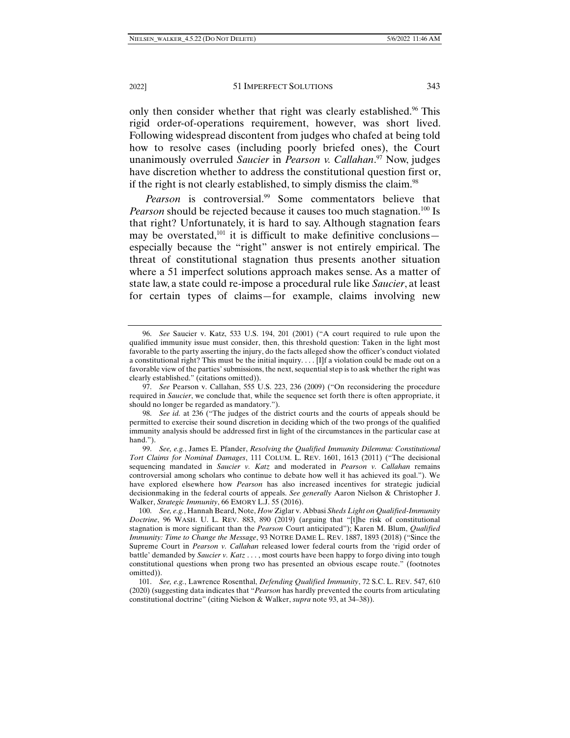only then consider whether that right was clearly established.[96] This rigid order-of-operations requirement, however, was short lived. Following widespread discontent from judges who chafed at being told how to resolve cases (including poorly briefed ones), the Court unanimously overruled *Saucier* in *Pearson v. Callahan*.[97] Now, judges have discretion whether to address the constitutional question first or, if the right is not clearly established, to simply dismiss the claim.[98]

*Pearson* is controversial.[99] Some commentators believe that *Pearson* should be rejected because it causes too much stagnation.[100] Is that right? Unfortunately, it is hard to say. Although stagnation fears may be overstated,[101] it is difficult to make definitive conclusions—especially because the "right" answer is not entirely empirical. The threat of constitutional stagnation thus presents another situation where a 51 imperfect solutions approach makes sense. As a matter of state law, a state could re-impose a procedural rule like *Saucier*, at least for certain types of claims—for example, claims involving new

---

96. *See* Saucier v. Katz, 533 U.S. 194, 201 (2001) ("A court required to rule upon the qualified immunity issue must consider, then, this threshold question: Taken in the light most favorable to the party asserting the injury, do the facts alleged show the officer's conduct violated a constitutional right? This must be the initial inquiry. . . . [I]f a violation could be made out on a favorable view of the parties' submissions, the next, sequential step is to ask whether the right was clearly established." (citations omitted)).

97. *See* Pearson v. Callahan, 555 U.S. 223, 236 (2009) ("On reconsidering the procedure required in *Saucier*, we conclude that, while the sequence set forth there is often appropriate, it should no longer be regarded as mandatory.").

98. *See id.* at 236 ("The judges of the district courts and the courts of appeals should be permitted to exercise their sound discretion in deciding which of the two prongs of the qualified immunity analysis should be addressed first in light of the circumstances in the particular case at hand.").

99. *See, e.g.*, James E. Pfander, *Resolving the Qualified Immunity Dilemma: Constitutional Tort Claims for Nominal Damages*, 111 COLUM. L. REV. 1601, 1613 (2011) ("The decisional sequencing mandated in *Saucier v. Katz* and moderated in *Pearson v. Callahan* remains controversial among scholars who continue to debate how well it has achieved its goal."). We have explored elsewhere how *Pearson* has also increased incentives for strategic judicial decisionmaking in the federal courts of appeals. *See generally* Aaron Nielson & Christopher J. Walker, *Strategic Immunity*, 66 EMORY L.J. 55 (2016).

100. *See, e.g.*, Hannah Beard, Note, *How* Ziglar v. Abbasi *Sheds Light on Qualified-Immunity Doctrine*, 96 WASH. U. L. REV. 883, 890 (2019) (arguing that "[t]he risk of constitutional stagnation is more significant than the *Pearson* Court anticipated"); Karen M. Blum, *Qualified Immunity: Time to Change the Message*, 93 NOTRE DAME L. REV. 1887, 1893 (2018) ("Since the Supreme Court in *Pearson v. Callahan* released lower federal courts from the 'rigid order of battle' demanded by *Saucier v. Katz* . . . , most courts have been happy to forgo diving into tough constitutional questions when prong two has presented an obvious escape route." (footnotes omitted)).

101. *See, e.g.*, Lawrence Rosenthal, *Defending Qualified Immunity*, 72 S.C. L. REV. 547, 610 (2020) (suggesting data indicates that "*Pearson* has hardly prevented the courts from articulating constitutional doctrine" (citing Nielson & Walker, *supra* note 93, at 34–38)).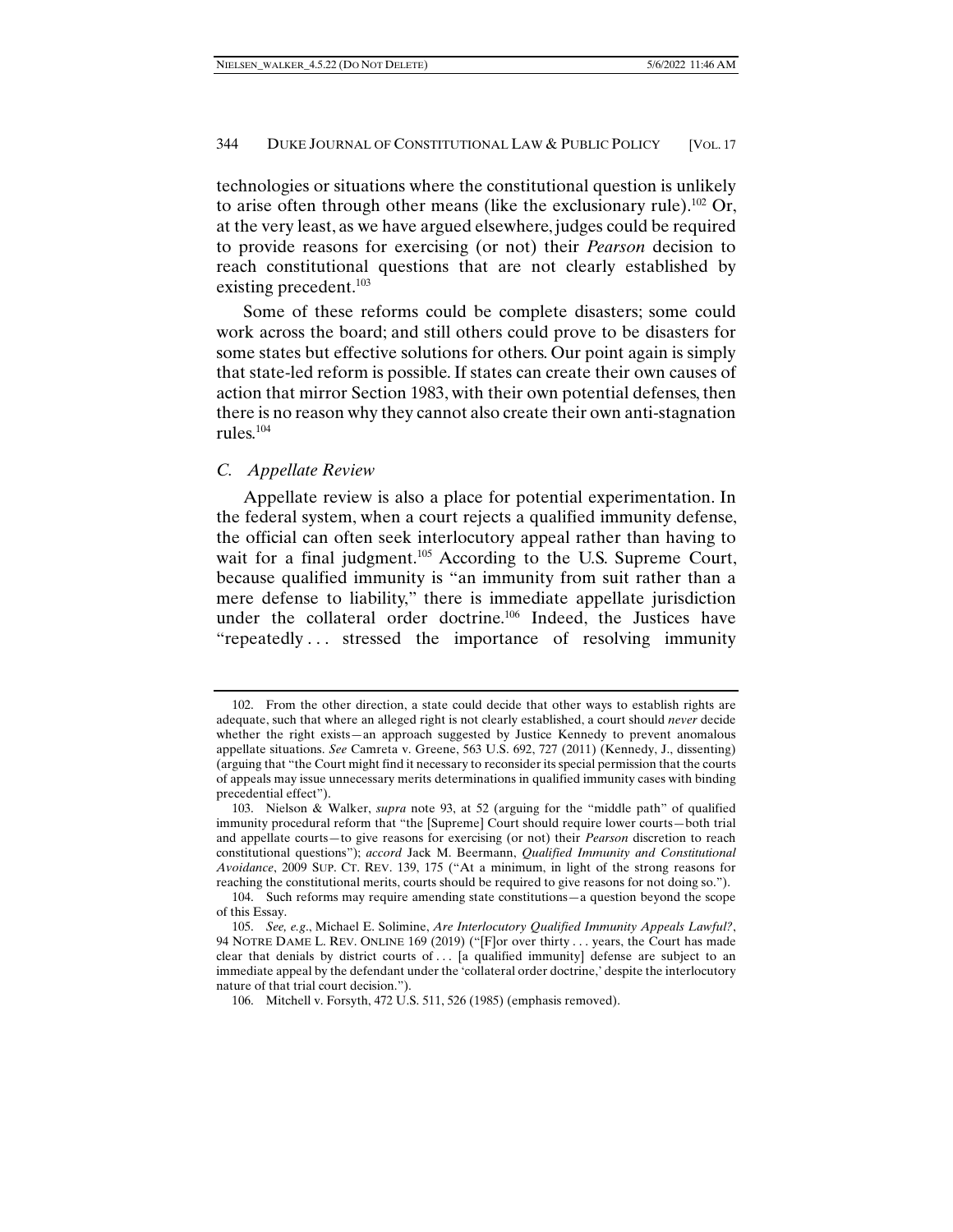technologies or situations where the constitutional question is unlikely to arise often through other means (like the exclusionary rule).[102] Or, at the very least, as we have argued elsewhere, judges could be required to provide reasons for exercising (or not) their *Pearson* decision to reach constitutional questions that are not clearly established by existing precedent.[103]

Some of these reforms could be complete disasters; some could work across the board; and still others could prove to be disasters for some states but effective solutions for others. Our point again is simply that state-led reform is possible. If states can create their own causes of action that mirror Section 1983, with their own potential defenses, then there is no reason why they cannot also create their own anti-stagnation rules.[104]

### *C. Appellate Review*

Appellate review is also a place for potential experimentation. In the federal system, when a court rejects a qualified immunity defense, the official can often seek interlocutory appeal rather than having to wait for a final judgment.[105] According to the U.S. Supreme Court, because qualified immunity is "an immunity from suit rather than a mere defense to liability," there is immediate appellate jurisdiction under the collateral order doctrine.[106] Indeed, the Justices have "repeatedly . . . stressed the importance of resolving immunity

---

102. From the other direction, a state could decide that other ways to establish rights are adequate, such that where an alleged right is not clearly established, a court should *never* decide whether the right exists—an approach suggested by Justice Kennedy to prevent anomalous appellate situations. *See* Camreta v. Greene, 563 U.S. 692, 727 (2011) (Kennedy, J., dissenting) (arguing that "the Court might find it necessary to reconsider its special permission that the courts of appeals may issue unnecessary merits determinations in qualified immunity cases with binding precedential effect").

103. Nielson & Walker, *supra* note 93, at 52 (arguing for the "middle path" of qualified immunity procedural reform that "the [Supreme] Court should require lower courts—both trial and appellate courts—to give reasons for exercising (or not) their *Pearson* discretion to reach constitutional questions"); *accord* Jack M. Beermann, *Qualified Immunity and Constitutional Avoidance*, 2009 SUP. CT. REV. 139, 175 ("At a minimum, in light of the strong reasons for reaching the constitutional merits, courts should be required to give reasons for not doing so.").

104. Such reforms may require amending state constitutions—a question beyond the scope of this Essay.

105. *See, e.g.*, Michael E. Solimine, *Are Interlocutory Qualified Immunity Appeals Lawful?*, 94 NOTRE DAME L. REV. ONLINE 169 (2019) ("[F]or over thirty . . . years, the Court has made clear that denials by district courts of . . . [a qualified immunity] defense are subject to an immediate appeal by the defendant under the 'collateral order doctrine,' despite the interlocutory nature of that trial court decision.").

106. Mitchell v. Forsyth, 472 U.S. 511, 526 (1985) (emphasis removed).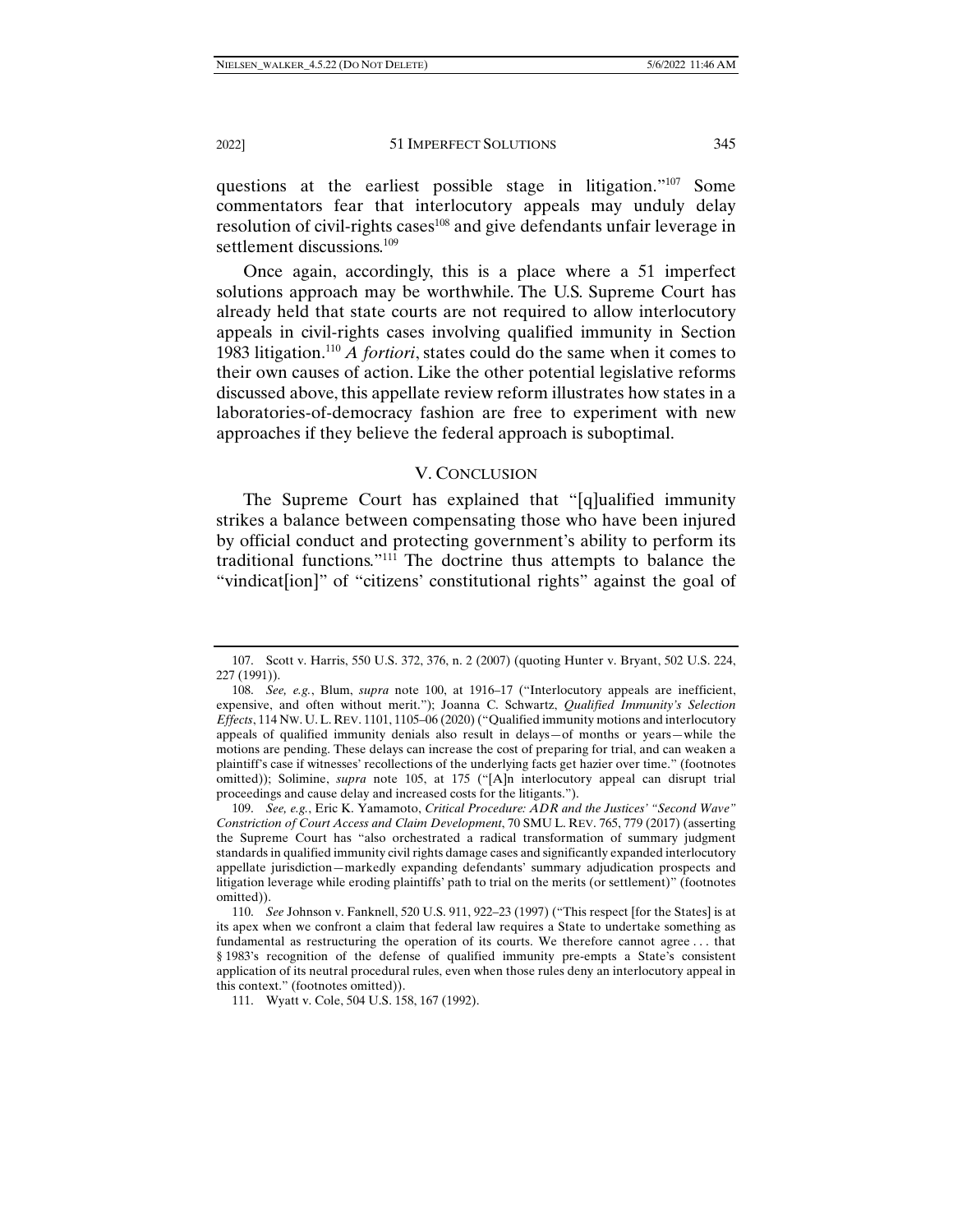questions at the earliest possible stage in litigation."[107] Some commentators fear that interlocutory appeals may unduly delay resolution of civil-rights cases[108] and give defendants unfair leverage in settlement discussions.[109]

Once again, accordingly, this is a place where a 51 imperfect solutions approach may be worthwhile. The U.S. Supreme Court has already held that state courts are not required to allow interlocutory appeals in civil-rights cases involving qualified immunity in Section 1983 litigation.[110] *A fortiori*, states could do the same when it comes to their own causes of action. Like the other potential legislative reforms discussed above, this appellate review reform illustrates how states in a laboratories-of-democracy fashion are free to experiment with new approaches if they believe the federal approach is suboptimal.

## V. CONCLUSION

The Supreme Court has explained that "[q]ualified immunity strikes a balance between compensating those who have been injured by official conduct and protecting government's ability to perform its traditional functions."[111] The doctrine thus attempts to balance the "vindicat[ion]" of "citizens' constitutional rights" against the goal of

---

107. Scott v. Harris, 550 U.S. 372, 376, n. 2 (2007) (quoting Hunter v. Bryant, 502 U.S. 224, 227 (1991)).

108. *See, e.g.*, Blum, *supra* note 100, at 1916–17 ("Interlocutory appeals are inefficient, expensive, and often without merit."); Joanna C. Schwartz, *Qualified Immunity's Selection Effects*, 114 NW. U. L. REV. 1101, 1105–06 (2020) ("Qualified immunity motions and interlocutory appeals of qualified immunity denials also result in delays—of months or years—while the motions are pending. These delays can increase the cost of preparing for trial, and can weaken a plaintiff's case if witnesses' recollections of the underlying facts get hazier over time." (footnotes omitted)); Solimine, *supra* note 105, at 175 ("[A]n interlocutory appeal can disrupt trial proceedings and cause delay and increased costs for the litigants.").

109. *See, e.g.*, Eric K. Yamamoto, *Critical Procedure: ADR and the Justices' "Second Wave" Constriction of Court Access and Claim Development*, 70 SMU L. REV. 765, 779 (2017) (asserting the Supreme Court has "also orchestrated a radical transformation of summary judgment standards in qualified immunity civil rights damage cases and significantly expanded interlocutory appellate jurisdiction—markedly expanding defendants' summary adjudication prospects and litigation leverage while eroding plaintiffs' path to trial on the merits (or settlement)" (footnotes omitted)).

110. *See* Johnson v. Fanknell, 520 U.S. 911, 922–23 (1997) ("This respect [for the States] is at its apex when we confront a claim that federal law requires a State to undertake something as fundamental as restructuring the operation of its courts. We therefore cannot agree . . . that § 1983's recognition of the defense of qualified immunity pre-empts a State's consistent application of its neutral procedural rules, even when those rules deny an interlocutory appeal in this context." (footnotes omitted)).

111. Wyatt v. Cole, 504 U.S. 158, 167 (1992).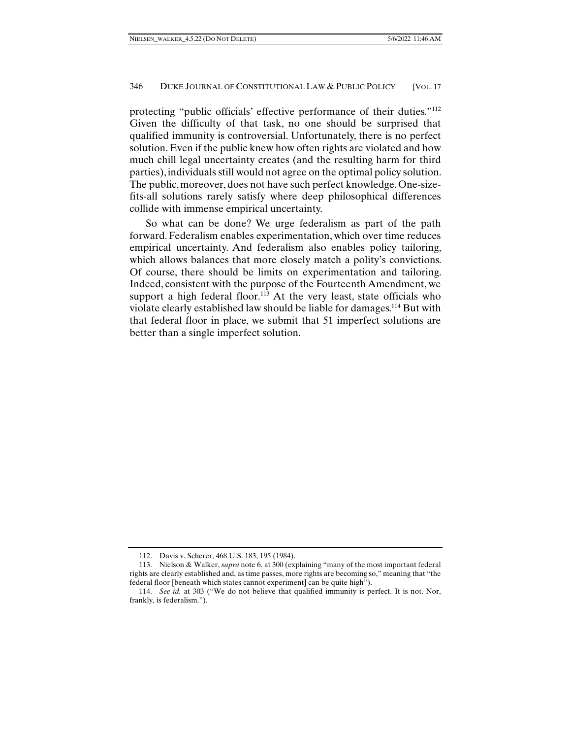protecting "public officials' effective performance of their duties."[112] Given the difficulty of that task, no one should be surprised that qualified immunity is controversial. Unfortunately, there is no perfect solution. Even if the public knew how often rights are violated and how much chill legal uncertainty creates (and the resulting harm for third parties), individuals still would not agree on the optimal policy solution. The public, moreover, does not have such perfect knowledge. One-size-fits-all solutions rarely satisfy where deep philosophical differences collide with immense empirical uncertainty.

So what can be done? We urge federalism as part of the path forward. Federalism enables experimentation, which over time reduces empirical uncertainty. And federalism also enables policy tailoring, which allows balances that more closely match a polity's convictions. Of course, there should be limits on experimentation and tailoring. Indeed, consistent with the purpose of the Fourteenth Amendment, we support a high federal floor.[113] At the very least, state officials who violate clearly established law should be liable for damages.[114] But with that federal floor in place, we submit that 51 imperfect solutions are better than a single imperfect solution.

---

112. Davis v. Scherer, 468 U.S. 183, 195 (1984).

113. Nielson & Walker, *supra* note 6, at 300 (explaining "many of the most important federal rights are clearly established and, as time passes, more rights are becoming so," meaning that "the federal floor [beneath which states cannot experiment] can be quite high").

114. *See id.* at 303 ("We do not believe that qualified immunity is perfect. It is not. Nor, frankly, is federalism.").